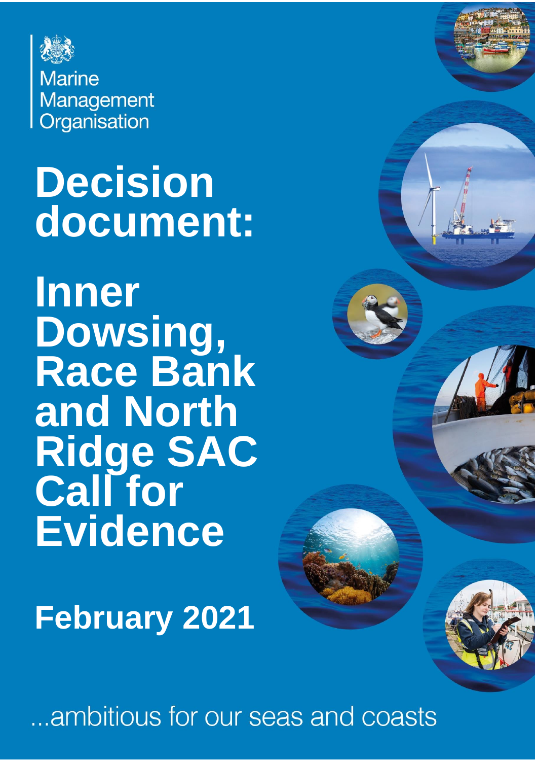Marine Management Organisation

# Decision document: Inner Dowsing, Race Bank and North Ridge SAC Call for Evidence

## February 2021

...ambitious for our seas and coasts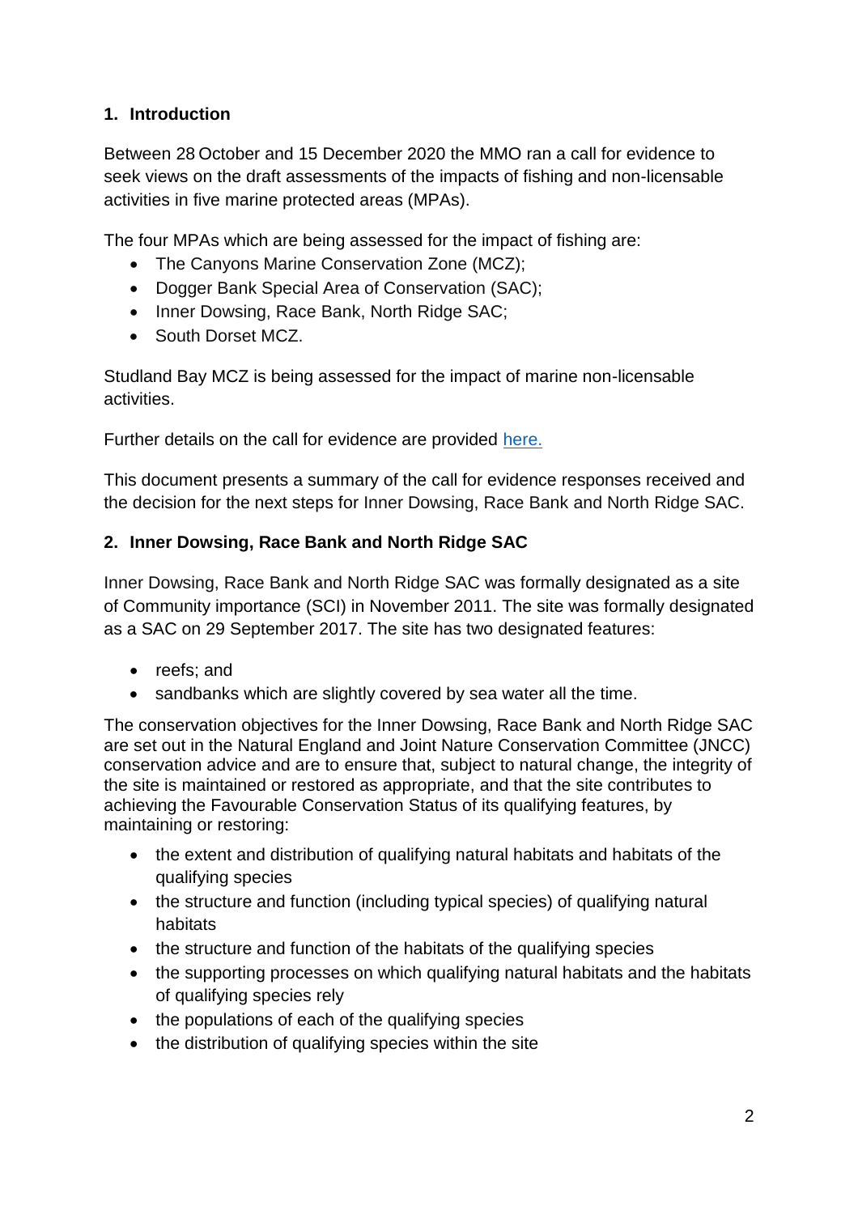## 1. Introduction

Between 28 October and 15 December 2020 the MMO ran a call for evidence to seek views on the draft assessments of the impacts of fishing and non-licensable activities in five marine protected areas (MPAs).

The four MPAs which are being assessed for the impact of fishing are:

- The Canyons Marine Conservation Zone (MCZ);
- Dogger Bank Special Area of Conservation (SAC);
- Inner Dowsing, Race Bank, North Ridge SAC;
- South Dorset MCZ.

Studland Bay MCZ is being assessed for the impact of marine non-licensable activities.

Further details on the call for evidence are provided here.

This document presents a summary of the call for evidence responses received and the decision for the next steps for Inner Dowsing, Race Bank and North Ridge SAC.

## 2. Inner Dowsing, Race Bank and North Ridge SAC

Inner Dowsing, Race Bank and North Ridge SAC was formally designated as a site of Community importance (SCI) in November 2011. The site was formally designated as a SAC on 29 September 2017. The site has two designated features:

- reefs; and
- sandbanks which are slightly covered by sea water all the time.

The conservation objectives for the Inner Dowsing, Race Bank and North Ridge SAC are set out in the Natural England and Joint Nature Conservation Committee (JNCC) conservation advice and are to ensure that, subject to natural change, the integrity of the site is maintained or restored as appropriate, and that the site contributes to achieving the Favourable Conservation Status of its qualifying features, by maintaining or restoring:

- the extent and distribution of qualifying natural habitats and habitats of the qualifying species
- the structure and function (including typical species) of qualifying natural habitats
- the structure and function of the habitats of the qualifying species
- the supporting processes on which qualifying natural habitats and the habitats of qualifying species rely
- the populations of each of the qualifying species
- the distribution of qualifying species within the site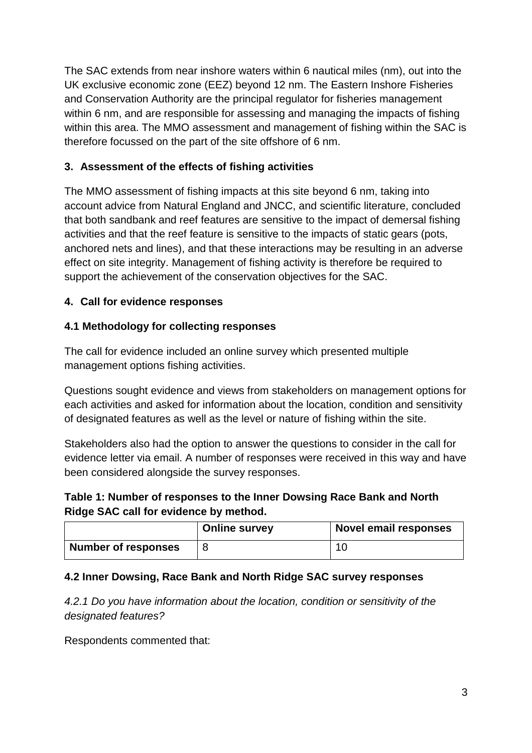The SAC extends from near inshore waters within 6 nautical miles (nm), out into the UK exclusive economic zone (EEZ) beyond 12 nm. The Eastern Inshore Fisheries and Conservation Authority are the principal regulator for fisheries management within 6 nm, and are responsible for assessing and managing the impacts of fishing within this area. The MMO assessment and management of fishing within the SAC is therefore focussed on the part of the site offshore of 6 nm.

## 3. Assessment of the effects of fishing activities

The MMO assessment of fishing impacts at this site beyond 6 nm, taking into account advice from Natural England and JNCC, and scientific literature, concluded that both sandbank and reef features are sensitive to the impact of demersal fishing activities and that the reef feature is sensitive to the impacts of static gears (pots, anchored nets and lines), and that these interactions may be resulting in an adverse effect on site integrity. Management of fishing activity is therefore be required to support the achievement of the conservation objectives for the SAC.

## 4. Call for evidence responses

### 4.1 Methodology for collecting responses

The call for evidence included an online survey which presented multiple management options fishing activities.

Questions sought evidence and views from stakeholders on management options for each activities and asked for information about the location, condition and sensitivity of designated features as well as the level or nature of fishing within the site.

Stakeholders also had the option to answer the questions to consider in the call for evidence letter via email. A number of responses were received in this way and have been considered alongside the survey responses.

**Table 1: Number of responses to the Inner Dowsing Race Bank and North Ridge SAC call for evidence by method.**

| | Online survey | Novel email responses |
|---|---|---|
| **Number of responses** | 8 | 10 |

### 4.2 Inner Dowsing, Race Bank and North Ridge SAC survey responses

*4.2.1 Do you have information about the location, condition or sensitivity of the designated features?*

Respondents commented that: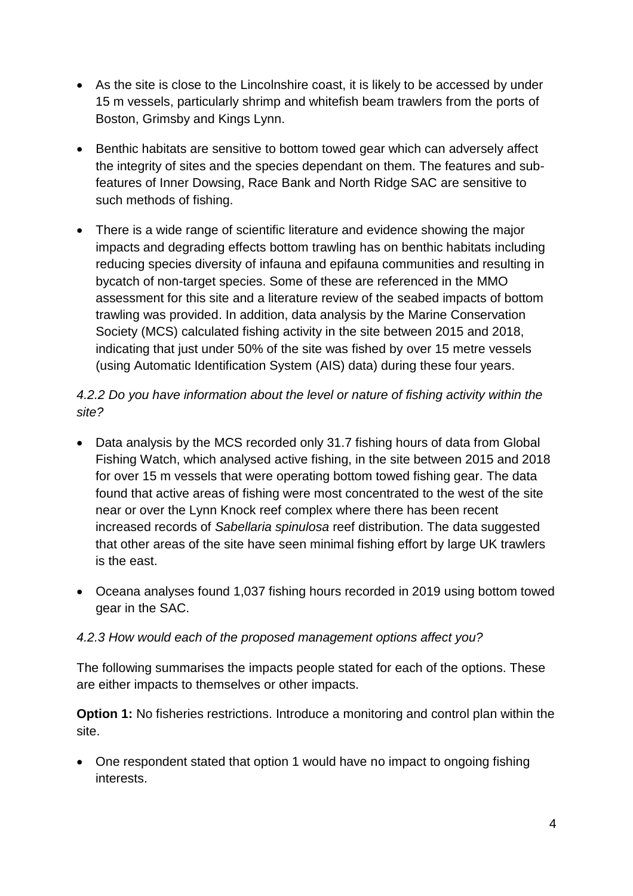- As the site is close to the Lincolnshire coast, it is likely to be accessed by under 15 m vessels, particularly shrimp and whitefish beam trawlers from the ports of Boston, Grimsby and Kings Lynn.

- Benthic habitats are sensitive to bottom towed gear which can adversely affect the integrity of sites and the species dependant on them. The features and sub-features of Inner Dowsing, Race Bank and North Ridge SAC are sensitive to such methods of fishing.

- There is a wide range of scientific literature and evidence showing the major impacts and degrading effects bottom trawling has on benthic habitats including reducing species diversity of infauna and epifauna communities and resulting in bycatch of non-target species. Some of these are referenced in the MMO assessment for this site and a literature review of the seabed impacts of bottom trawling was provided. In addition, data analysis by the Marine Conservation Society (MCS) calculated fishing activity in the site between 2015 and 2018, indicating that just under 50% of the site was fished by over 15 metre vessels (using Automatic Identification System (AIS) data) during these four years.

*4.2.2 Do you have information about the level or nature of fishing activity within the site?*

- Data analysis by the MCS recorded only 31.7 fishing hours of data from Global Fishing Watch, which analysed active fishing, in the site between 2015 and 2018 for over 15 m vessels that were operating bottom towed fishing gear. The data found that active areas of fishing were most concentrated to the west of the site near or over the Lynn Knock reef complex where there has been recent increased records of *Sabellaria spinulosa* reef distribution. The data suggested that other areas of the site have seen minimal fishing effort by large UK trawlers is the east.

- Oceana analyses found 1,037 fishing hours recorded in 2019 using bottom towed gear in the SAC.

*4.2.3 How would each of the proposed management options affect you?*

The following summarises the impacts people stated for each of the options. These are either impacts to themselves or other impacts.

**Option 1:** No fisheries restrictions. Introduce a monitoring and control plan within the site.

- One respondent stated that option 1 would have no impact to ongoing fishing interests.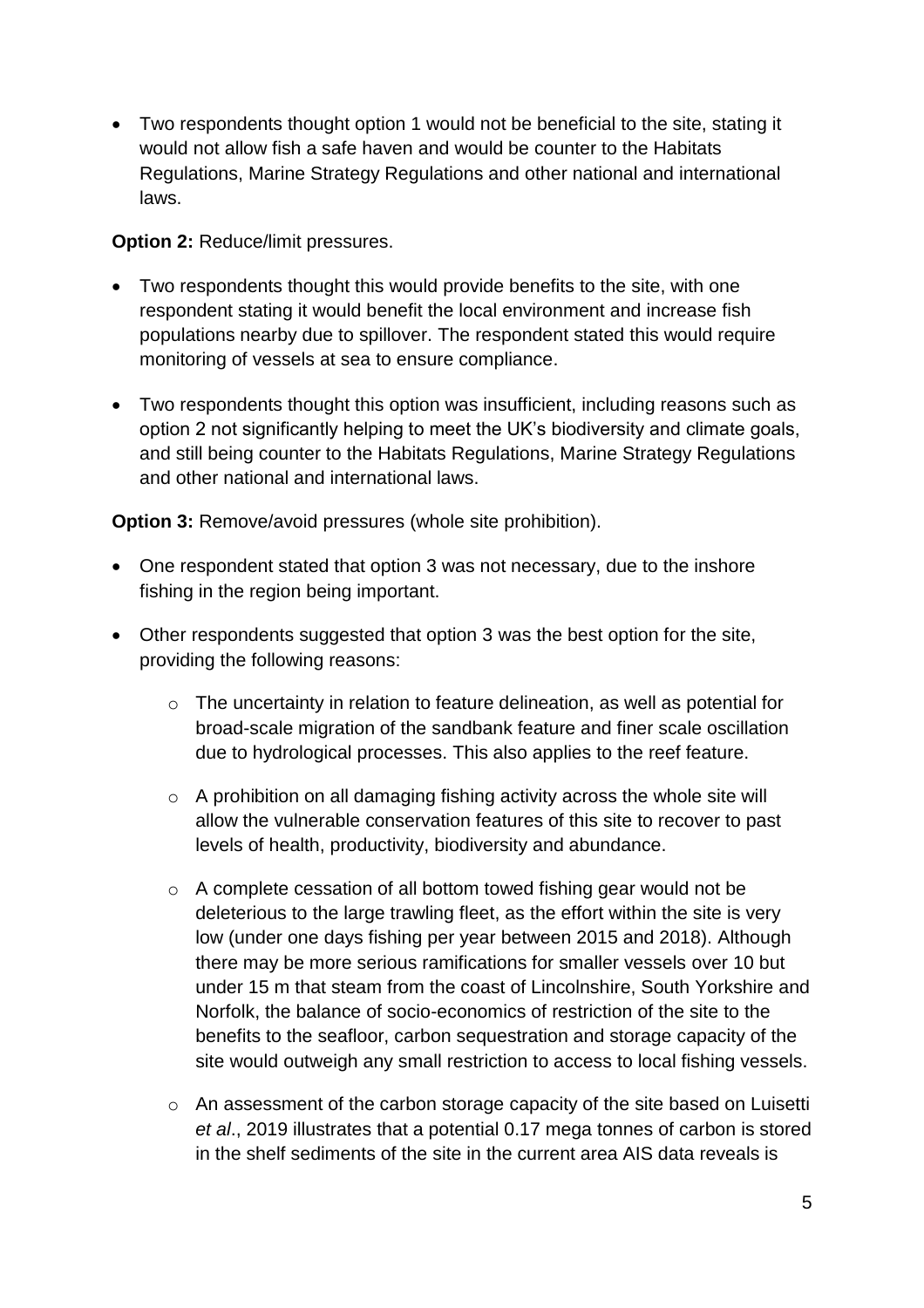- Two respondents thought option 1 would not be beneficial to the site, stating it would not allow fish a safe haven and would be counter to the Habitats Regulations, Marine Strategy Regulations and other national and international laws.

**Option 2:** Reduce/limit pressures.

- Two respondents thought this would provide benefits to the site, with one respondent stating it would benefit the local environment and increase fish populations nearby due to spillover. The respondent stated this would require monitoring of vessels at sea to ensure compliance.
- Two respondents thought this option was insufficient, including reasons such as option 2 not significantly helping to meet the UK's biodiversity and climate goals, and still being counter to the Habitats Regulations, Marine Strategy Regulations and other national and international laws.

**Option 3:** Remove/avoid pressures (whole site prohibition).

- One respondent stated that option 3 was not necessary, due to the inshore fishing in the region being important.
- Other respondents suggested that option 3 was the best option for the site, providing the following reasons:
    - The uncertainty in relation to feature delineation, as well as potential for broad-scale migration of the sandbank feature and finer scale oscillation due to hydrological processes. This also applies to the reef feature.
    - A prohibition on all damaging fishing activity across the whole site will allow the vulnerable conservation features of this site to recover to past levels of health, productivity, biodiversity and abundance.
    - A complete cessation of all bottom towed fishing gear would not be deleterious to the large trawling fleet, as the effort within the site is very low (under one days fishing per year between 2015 and 2018). Although there may be more serious ramifications for smaller vessels over 10 but under 15 m that steam from the coast of Lincolnshire, South Yorkshire and Norfolk, the balance of socio-economics of restriction of the site to the benefits to the seafloor, carbon sequestration and storage capacity of the site would outweigh any small restriction to access to local fishing vessels.
    - An assessment of the carbon storage capacity of the site based on Luisetti *et al*., 2019 illustrates that a potential 0.17 mega tonnes of carbon is stored in the shelf sediments of the site in the current area AIS data reveals is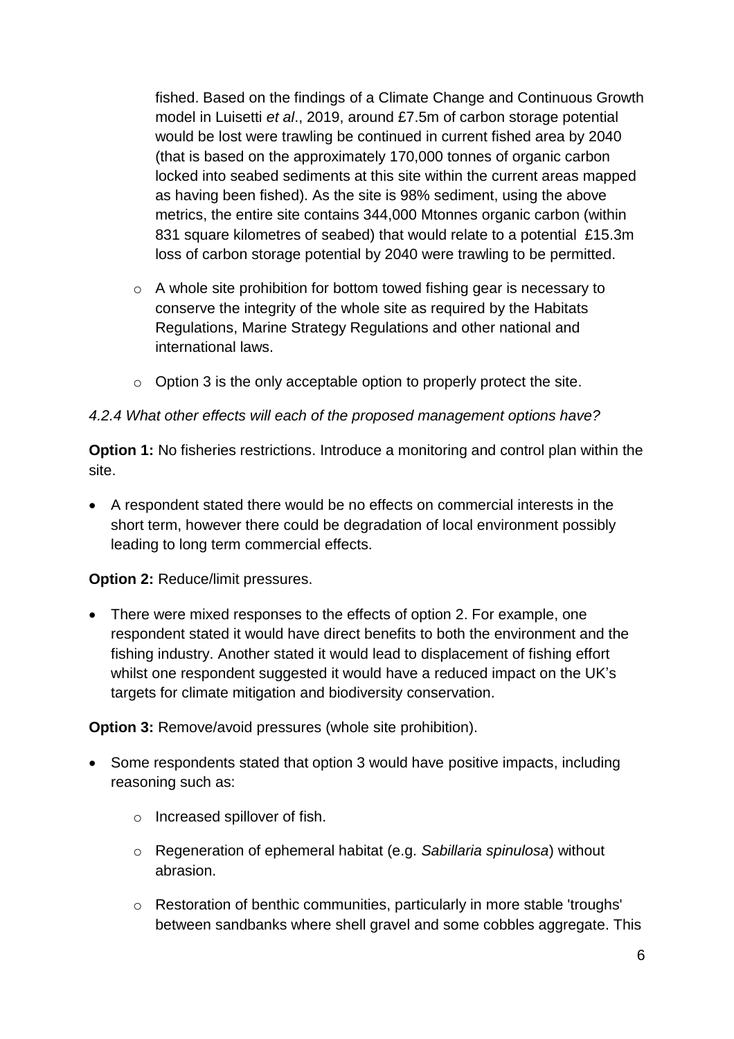fished. Based on the findings of a Climate Change and Continuous Growth model in Luisetti *et al*., 2019, around £7.5m of carbon storage potential would be lost were trawling be continued in current fished area by 2040 (that is based on the approximately 170,000 tonnes of organic carbon locked into seabed sediments at this site within the current areas mapped as having been fished). As the site is 98% sediment, using the above metrics, the entire site contains 344,000 Mtonnes organic carbon (within 831 square kilometres of seabed) that would relate to a potential £15.3m loss of carbon storage potential by 2040 were trawling to be permitted.

  - A whole site prohibition for bottom towed fishing gear is necessary to conserve the integrity of the whole site as required by the Habitats Regulations, Marine Strategy Regulations and other national and international laws.
  - Option 3 is the only acceptable option to properly protect the site.

*4.2.4 What other effects will each of the proposed management options have?*

**Option 1:** No fisheries restrictions. Introduce a monitoring and control plan within the site.

- A respondent stated there would be no effects on commercial interests in the short term, however there could be degradation of local environment possibly leading to long term commercial effects.

**Option 2:** Reduce/limit pressures.

- There were mixed responses to the effects of option 2. For example, one respondent stated it would have direct benefits to both the environment and the fishing industry. Another stated it would lead to displacement of fishing effort whilst one respondent suggested it would have a reduced impact on the UK's targets for climate mitigation and biodiversity conservation.

**Option 3:** Remove/avoid pressures (whole site prohibition).

- Some respondents stated that option 3 would have positive impacts, including reasoning such as:
  - Increased spillover of fish.
  - Regeneration of ephemeral habitat (e.g. *Sabillaria spinulosa*) without abrasion.
  - Restoration of benthic communities, particularly in more stable 'troughs' between sandbanks where shell gravel and some cobbles aggregate. This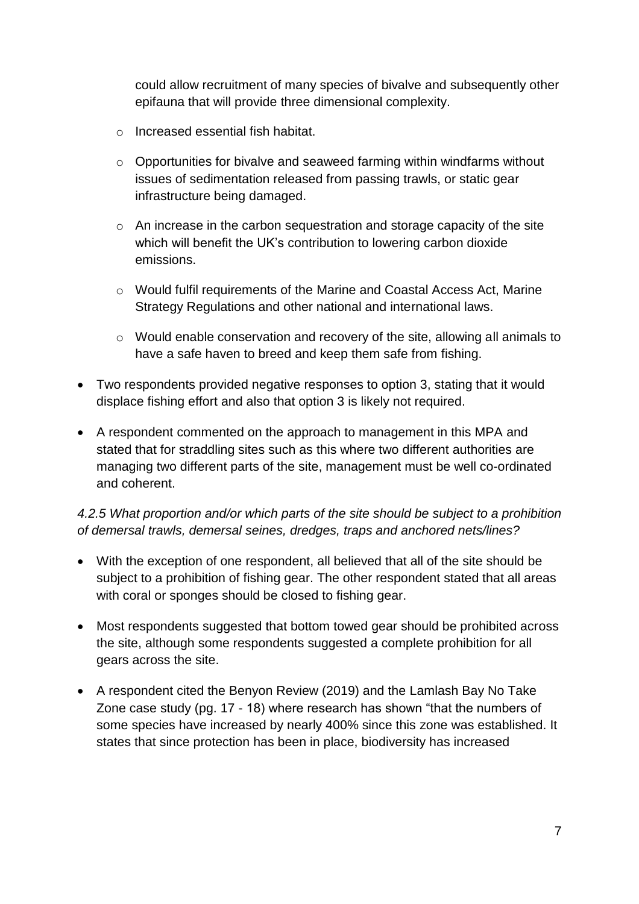could allow recruitment of many species of bivalve and subsequently other epifauna that will provide three dimensional complexity.

  - Increased essential fish habitat.
  - Opportunities for bivalve and seaweed farming within windfarms without issues of sedimentation released from passing trawls, or static gear infrastructure being damaged.
  - An increase in the carbon sequestration and storage capacity of the site which will benefit the UK's contribution to lowering carbon dioxide emissions.
  - Would fulfil requirements of the Marine and Coastal Access Act, Marine Strategy Regulations and other national and international laws.
  - Would enable conservation and recovery of the site, allowing all animals to have a safe haven to breed and keep them safe from fishing.

- Two respondents provided negative responses to option 3, stating that it would displace fishing effort and also that option 3 is likely not required.
- A respondent commented on the approach to management in this MPA and stated that for straddling sites such as this where two different authorities are managing two different parts of the site, management must be well co-ordinated and coherent.

*4.2.5 What proportion and/or which parts of the site should be subject to a prohibition of demersal trawls, demersal seines, dredges, traps and anchored nets/lines?*

- With the exception of one respondent, all believed that all of the site should be subject to a prohibition of fishing gear. The other respondent stated that all areas with coral or sponges should be closed to fishing gear.
- Most respondents suggested that bottom towed gear should be prohibited across the site, although some respondents suggested a complete prohibition for all gears across the site.
- A respondent cited the Benyon Review (2019) and the Lamlash Bay No Take Zone case study (pg. 17 - 18) where research has shown "that the numbers of some species have increased by nearly 400% since this zone was established. It states that since protection has been in place, biodiversity has increased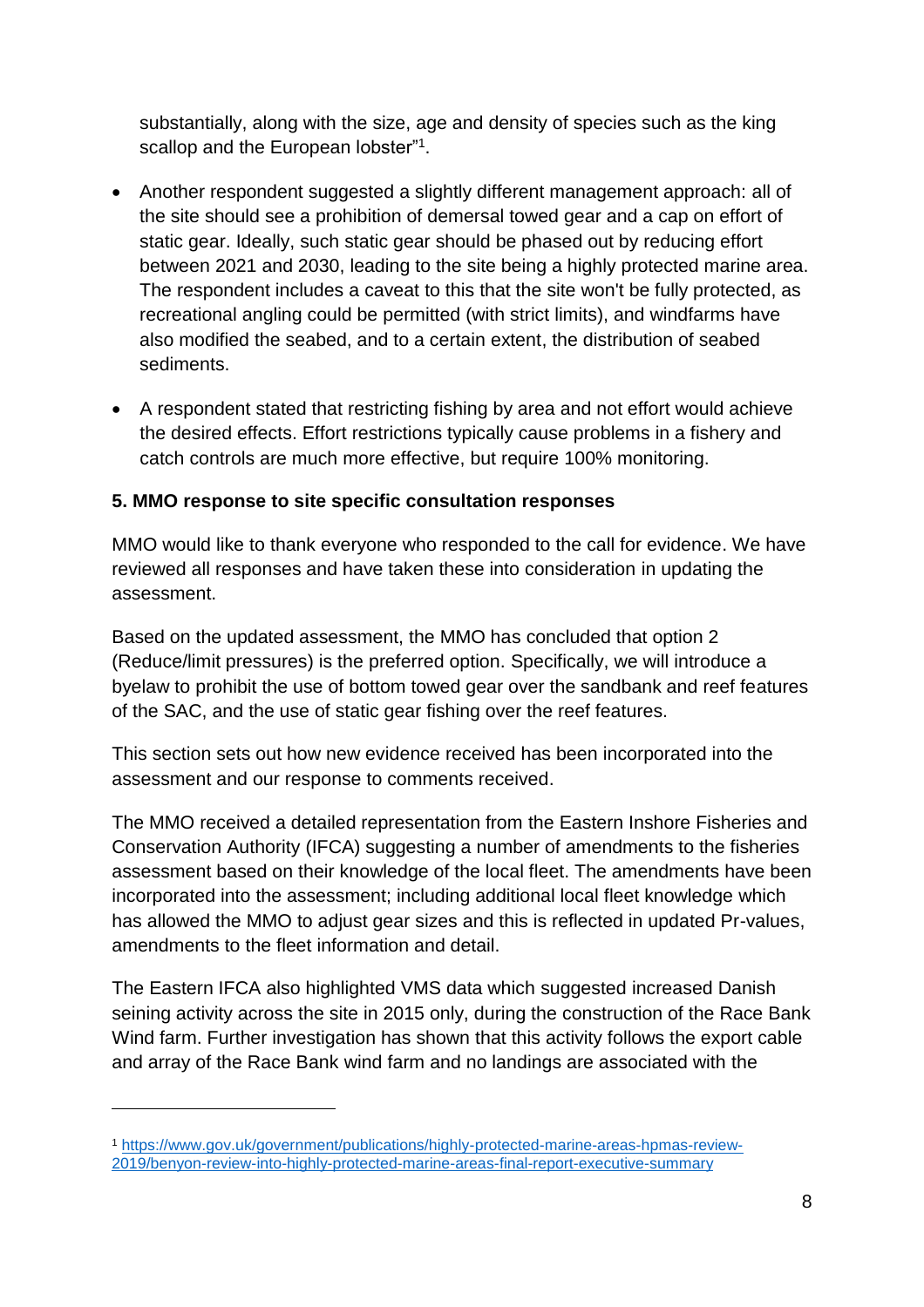substantially, along with the size, age and density of species such as the king scallop and the European lobster"[1].

- Another respondent suggested a slightly different management approach: all of the site should see a prohibition of demersal towed gear and a cap on effort of static gear. Ideally, such static gear should be phased out by reducing effort between 2021 and 2030, leading to the site being a highly protected marine area. The respondent includes a caveat to this that the site won't be fully protected, as recreational angling could be permitted (with strict limits), and windfarms have also modified the seabed, and to a certain extent, the distribution of seabed sediments.
- A respondent stated that restricting fishing by area and not effort would achieve the desired effects. Effort restrictions typically cause problems in a fishery and catch controls are much more effective, but require 100% monitoring.

## 5. MMO response to site specific consultation responses

MMO would like to thank everyone who responded to the call for evidence. We have reviewed all responses and have taken these into consideration in updating the assessment.

Based on the updated assessment, the MMO has concluded that option 2 (Reduce/limit pressures) is the preferred option. Specifically, we will introduce a byelaw to prohibit the use of bottom towed gear over the sandbank and reef features of the SAC, and the use of static gear fishing over the reef features.

This section sets out how new evidence received has been incorporated into the assessment and our response to comments received.

The MMO received a detailed representation from the Eastern Inshore Fisheries and Conservation Authority (IFCA) suggesting a number of amendments to the fisheries assessment based on their knowledge of the local fleet. The amendments have been incorporated into the assessment; including additional local fleet knowledge which has allowed the MMO to adjust gear sizes and this is reflected in updated Pr-values, amendments to the fleet information and detail.

The Eastern IFCA also highlighted VMS data which suggested increased Danish seining activity across the site in 2015 only, during the construction of the Race Bank Wind farm. Further investigation has shown that this activity follows the export cable and array of the Race Bank wind farm and no landings are associated with the

[1] https://www.gov.uk/government/publications/highly-protected-marine-areas-hpmas-review-2019/benyon-review-into-highly-protected-marine-areas-final-report-executive-summary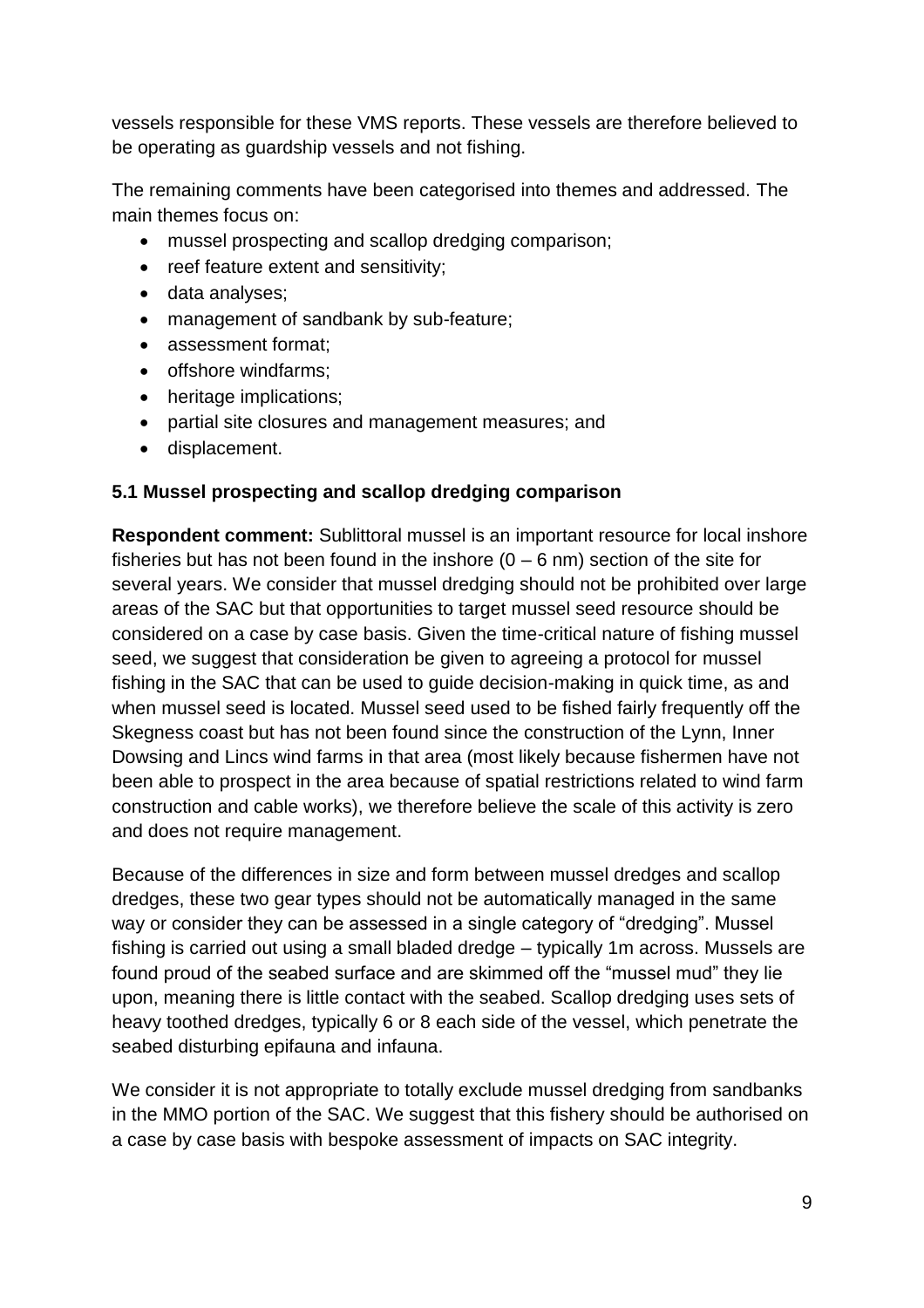vessels responsible for these VMS reports. These vessels are therefore believed to be operating as guardship vessels and not fishing.

The remaining comments have been categorised into themes and addressed. The main themes focus on:

- mussel prospecting and scallop dredging comparison;
- reef feature extent and sensitivity;
- data analyses;
- management of sandbank by sub-feature;
- assessment format;
- offshore windfarms;
- heritage implications;
- partial site closures and management measures; and
- displacement.

### 5.1 Mussel prospecting and scallop dredging comparison

**Respondent comment:** Sublittoral mussel is an important resource for local inshore fisheries but has not been found in the inshore (0 – 6 nm) section of the site for several years. We consider that mussel dredging should not be prohibited over large areas of the SAC but that opportunities to target mussel seed resource should be considered on a case by case basis. Given the time-critical nature of fishing mussel seed, we suggest that consideration be given to agreeing a protocol for mussel fishing in the SAC that can be used to guide decision-making in quick time, as and when mussel seed is located. Mussel seed used to be fished fairly frequently off the Skegness coast but has not been found since the construction of the Lynn, Inner Dowsing and Lincs wind farms in that area (most likely because fishermen have not been able to prospect in the area because of spatial restrictions related to wind farm construction and cable works), we therefore believe the scale of this activity is zero and does not require management.

Because of the differences in size and form between mussel dredges and scallop dredges, these two gear types should not be automatically managed in the same way or consider they can be assessed in a single category of "dredging". Mussel fishing is carried out using a small bladed dredge – typically 1m across. Mussels are found proud of the seabed surface and are skimmed off the "mussel mud" they lie upon, meaning there is little contact with the seabed. Scallop dredging uses sets of heavy toothed dredges, typically 6 or 8 each side of the vessel, which penetrate the seabed disturbing epifauna and infauna.

We consider it is not appropriate to totally exclude mussel dredging from sandbanks in the MMO portion of the SAC. We suggest that this fishery should be authorised on a case by case basis with bespoke assessment of impacts on SAC integrity.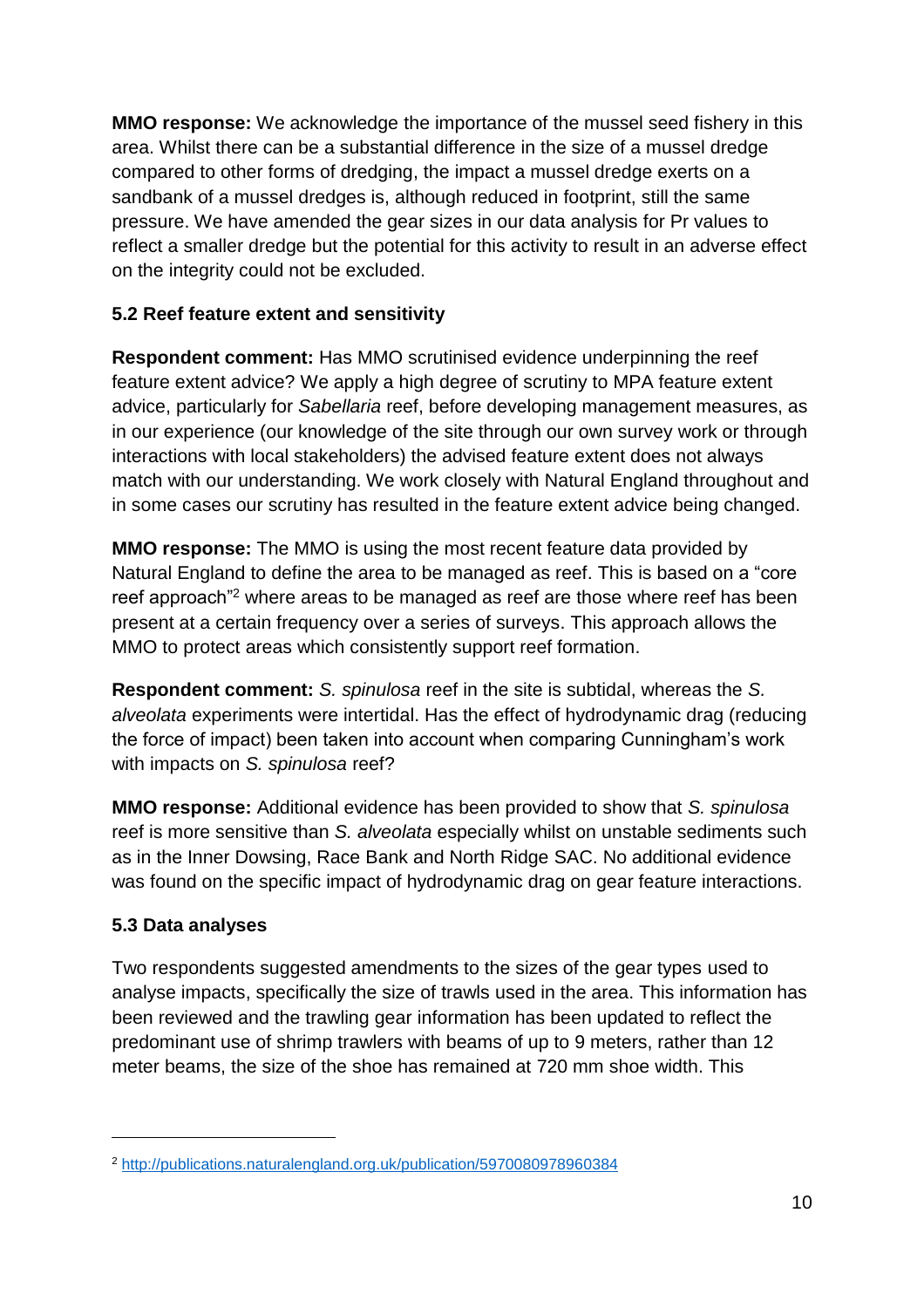**MMO response:** We acknowledge the importance of the mussel seed fishery in this area. Whilst there can be a substantial difference in the size of a mussel dredge compared to other forms of dredging, the impact a mussel dredge exerts on a sandbank of a mussel dredges is, although reduced in footprint, still the same pressure. We have amended the gear sizes in our data analysis for Pr values to reflect a smaller dredge but the potential for this activity to result in an adverse effect on the integrity could not be excluded.

### 5.2 Reef feature extent and sensitivity

**Respondent comment:** Has MMO scrutinised evidence underpinning the reef feature extent advice? We apply a high degree of scrutiny to MPA feature extent advice, particularly for *Sabellaria* reef, before developing management measures, as in our experience (our knowledge of the site through our own survey work or through interactions with local stakeholders) the advised feature extent does not always match with our understanding. We work closely with Natural England throughout and in some cases our scrutiny has resulted in the feature extent advice being changed.

**MMO response:** The MMO is using the most recent feature data provided by Natural England to define the area to be managed as reef. This is based on a "core reef approach"[2] where areas to be managed as reef are those where reef has been present at a certain frequency over a series of surveys. This approach allows the MMO to protect areas which consistently support reef formation.

**Respondent comment:** *S. spinulosa* reef in the site is subtidal, whereas the *S. alveolata* experiments were intertidal. Has the effect of hydrodynamic drag (reducing the force of impact) been taken into account when comparing Cunningham's work with impacts on *S. spinulosa* reef?

**MMO response:** Additional evidence has been provided to show that *S. spinulosa* reef is more sensitive than *S. alveolata* especially whilst on unstable sediments such as in the Inner Dowsing, Race Bank and North Ridge SAC. No additional evidence was found on the specific impact of hydrodynamic drag on gear feature interactions.

### 5.3 Data analyses

Two respondents suggested amendments to the sizes of the gear types used to analyse impacts, specifically the size of trawls used in the area. This information has been reviewed and the trawling gear information has been updated to reflect the predominant use of shrimp trawlers with beams of up to 9 meters, rather than 12 meter beams, the size of the shoe has remained at 720 mm shoe width. This

[2] http://publications.naturalengland.org.uk/publication/5970080978960384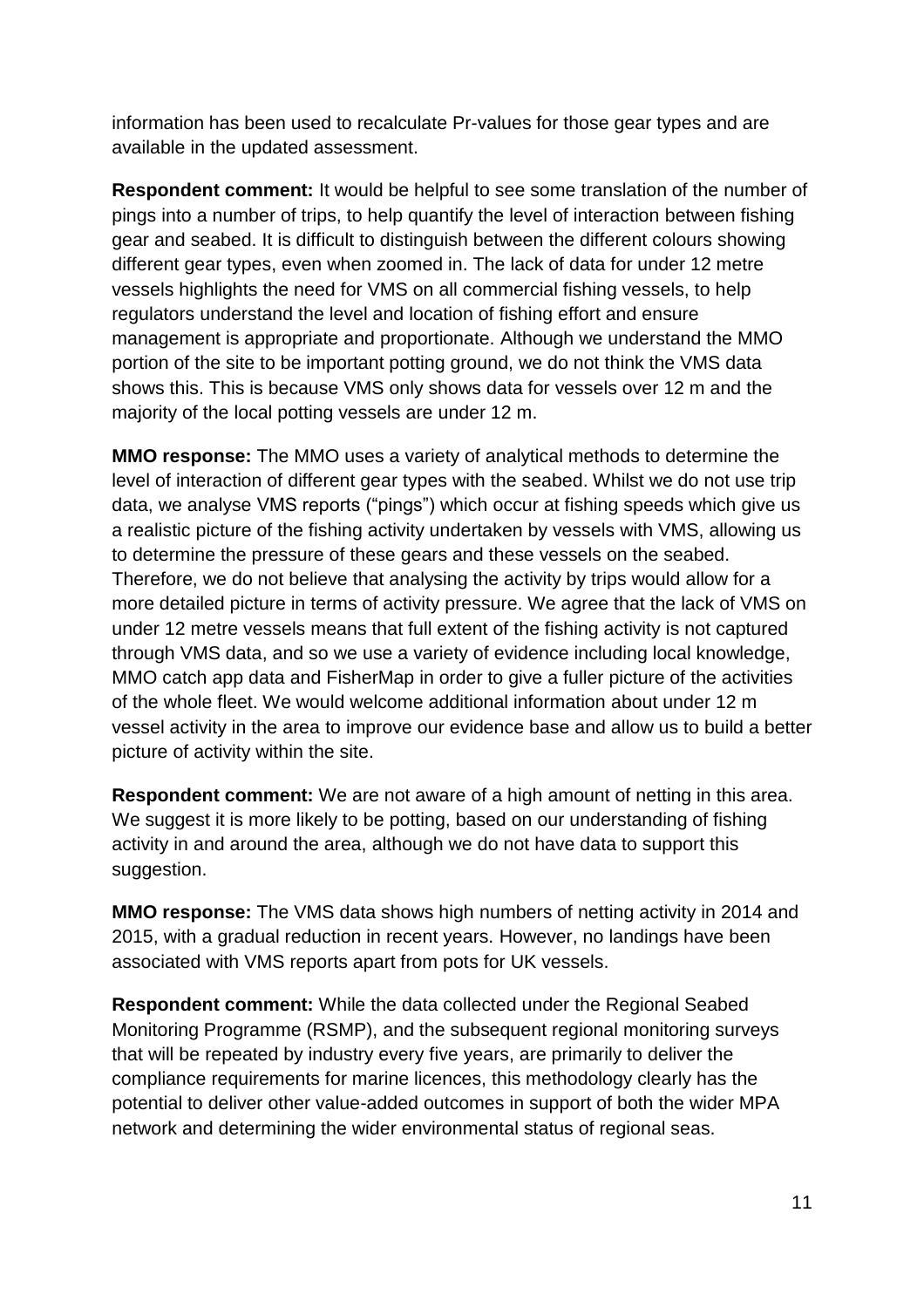information has been used to recalculate Pr-values for those gear types and are available in the updated assessment.

**Respondent comment:** It would be helpful to see some translation of the number of pings into a number of trips, to help quantify the level of interaction between fishing gear and seabed. It is difficult to distinguish between the different colours showing different gear types, even when zoomed in. The lack of data for under 12 metre vessels highlights the need for VMS on all commercial fishing vessels, to help regulators understand the level and location of fishing effort and ensure management is appropriate and proportionate. Although we understand the MMO portion of the site to be important potting ground, we do not think the VMS data shows this. This is because VMS only shows data for vessels over 12 m and the majority of the local potting vessels are under 12 m.

**MMO response:** The MMO uses a variety of analytical methods to determine the level of interaction of different gear types with the seabed. Whilst we do not use trip data, we analyse VMS reports ("pings") which occur at fishing speeds which give us a realistic picture of the fishing activity undertaken by vessels with VMS, allowing us to determine the pressure of these gears and these vessels on the seabed. Therefore, we do not believe that analysing the activity by trips would allow for a more detailed picture in terms of activity pressure. We agree that the lack of VMS on under 12 metre vessels means that full extent of the fishing activity is not captured through VMS data, and so we use a variety of evidence including local knowledge, MMO catch app data and FisherMap in order to give a fuller picture of the activities of the whole fleet. We would welcome additional information about under 12 m vessel activity in the area to improve our evidence base and allow us to build a better picture of activity within the site.

**Respondent comment:** We are not aware of a high amount of netting in this area. We suggest it is more likely to be potting, based on our understanding of fishing activity in and around the area, although we do not have data to support this suggestion.

**MMO response:** The VMS data shows high numbers of netting activity in 2014 and 2015, with a gradual reduction in recent years. However, no landings have been associated with VMS reports apart from pots for UK vessels.

**Respondent comment:** While the data collected under the Regional Seabed Monitoring Programme (RSMP), and the subsequent regional monitoring surveys that will be repeated by industry every five years, are primarily to deliver the compliance requirements for marine licences, this methodology clearly has the potential to deliver other value-added outcomes in support of both the wider MPA network and determining the wider environmental status of regional seas.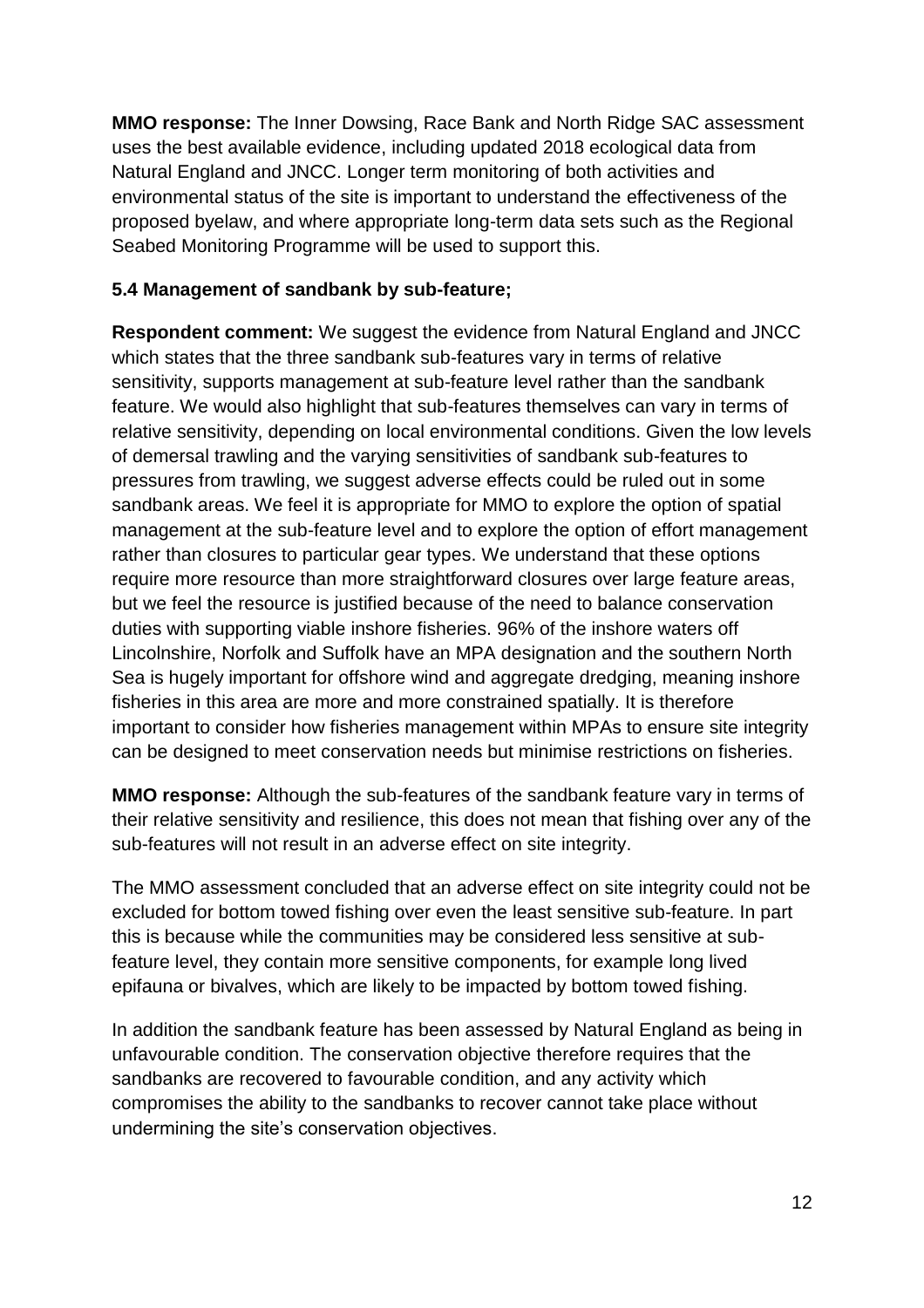**MMO response:** The Inner Dowsing, Race Bank and North Ridge SAC assessment uses the best available evidence, including updated 2018 ecological data from Natural England and JNCC. Longer term monitoring of both activities and environmental status of the site is important to understand the effectiveness of the proposed byelaw, and where appropriate long-term data sets such as the Regional Seabed Monitoring Programme will be used to support this.

**5.4 Management of sandbank by sub-feature;**

**Respondent comment:** We suggest the evidence from Natural England and JNCC which states that the three sandbank sub-features vary in terms of relative sensitivity, supports management at sub-feature level rather than the sandbank feature. We would also highlight that sub-features themselves can vary in terms of relative sensitivity, depending on local environmental conditions. Given the low levels of demersal trawling and the varying sensitivities of sandbank sub-features to pressures from trawling, we suggest adverse effects could be ruled out in some sandbank areas. We feel it is appropriate for MMO to explore the option of spatial management at the sub-feature level and to explore the option of effort management rather than closures to particular gear types. We understand that these options require more resource than more straightforward closures over large feature areas, but we feel the resource is justified because of the need to balance conservation duties with supporting viable inshore fisheries. 96% of the inshore waters off Lincolnshire, Norfolk and Suffolk have an MPA designation and the southern North Sea is hugely important for offshore wind and aggregate dredging, meaning inshore fisheries in this area are more and more constrained spatially. It is therefore important to consider how fisheries management within MPAs to ensure site integrity can be designed to meet conservation needs but minimise restrictions on fisheries.

**MMO response:** Although the sub-features of the sandbank feature vary in terms of their relative sensitivity and resilience, this does not mean that fishing over any of the sub-features will not result in an adverse effect on site integrity.

The MMO assessment concluded that an adverse effect on site integrity could not be excluded for bottom towed fishing over even the least sensitive sub-feature. In part this is because while the communities may be considered less sensitive at sub-feature level, they contain more sensitive components, for example long lived epifauna or bivalves, which are likely to be impacted by bottom towed fishing.

In addition the sandbank feature has been assessed by Natural England as being in unfavourable condition. The conservation objective therefore requires that the sandbanks are recovered to favourable condition, and any activity which compromises the ability to the sandbanks to recover cannot take place without undermining the site's conservation objectives.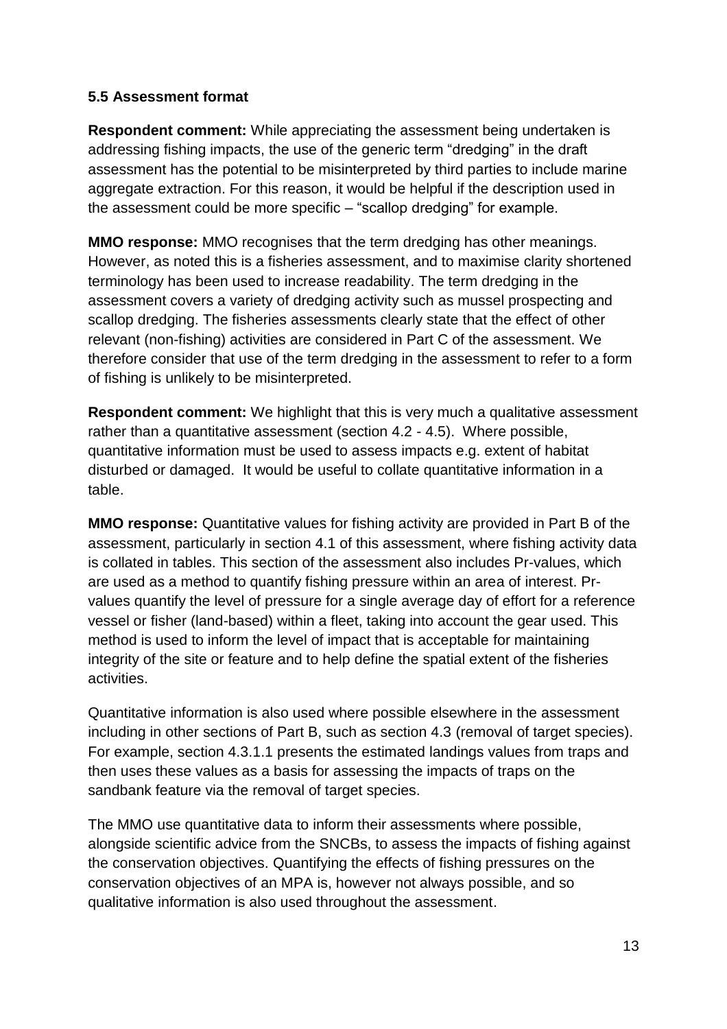### 5.5 Assessment format

**Respondent comment:** While appreciating the assessment being undertaken is addressing fishing impacts, the use of the generic term “dredging” in the draft assessment has the potential to be misinterpreted by third parties to include marine aggregate extraction. For this reason, it would be helpful if the description used in the assessment could be more specific – “scallop dredging” for example.

**MMO response:** MMO recognises that the term dredging has other meanings. However, as noted this is a fisheries assessment, and to maximise clarity shortened terminology has been used to increase readability. The term dredging in the assessment covers a variety of dredging activity such as mussel prospecting and scallop dredging. The fisheries assessments clearly state that the effect of other relevant (non-fishing) activities are considered in Part C of the assessment. We therefore consider that use of the term dredging in the assessment to refer to a form of fishing is unlikely to be misinterpreted.

**Respondent comment:** We highlight that this is very much a qualitative assessment rather than a quantitative assessment (section 4.2 - 4.5). Where possible, quantitative information must be used to assess impacts e.g. extent of habitat disturbed or damaged. It would be useful to collate quantitative information in a table.

**MMO response:** Quantitative values for fishing activity are provided in Part B of the assessment, particularly in section 4.1 of this assessment, where fishing activity data is collated in tables. This section of the assessment also includes Pr-values, which are used as a method to quantify fishing pressure within an area of interest. Pr-values quantify the level of pressure for a single average day of effort for a reference vessel or fisher (land-based) within a fleet, taking into account the gear used. This method is used to inform the level of impact that is acceptable for maintaining integrity of the site or feature and to help define the spatial extent of the fisheries activities.

Quantitative information is also used where possible elsewhere in the assessment including in other sections of Part B, such as section 4.3 (removal of target species). For example, section 4.3.1.1 presents the estimated landings values from traps and then uses these values as a basis for assessing the impacts of traps on the sandbank feature via the removal of target species.

The MMO use quantitative data to inform their assessments where possible, alongside scientific advice from the SNCBs, to assess the impacts of fishing against the conservation objectives. Quantifying the effects of fishing pressures on the conservation objectives of an MPA is, however not always possible, and so qualitative information is also used throughout the assessment.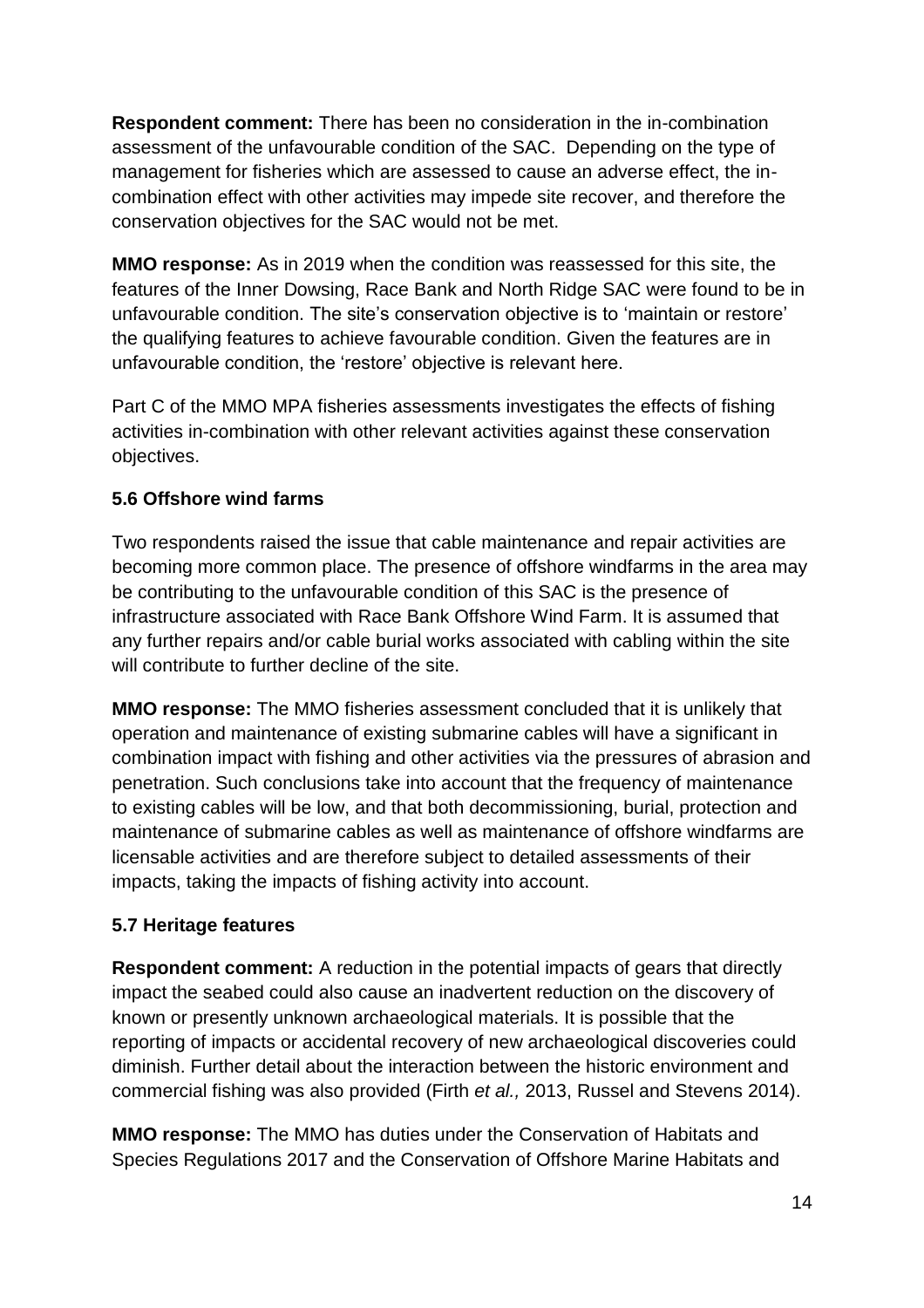**Respondent comment:** There has been no consideration in the in-combination assessment of the unfavourable condition of the SAC. Depending on the type of management for fisheries which are assessed to cause an adverse effect, the in-combination effect with other activities may impede site recover, and therefore the conservation objectives for the SAC would not be met.

**MMO response:** As in 2019 when the condition was reassessed for this site, the features of the Inner Dowsing, Race Bank and North Ridge SAC were found to be in unfavourable condition. The site's conservation objective is to 'maintain or restore' the qualifying features to achieve favourable condition. Given the features are in unfavourable condition, the 'restore' objective is relevant here.

Part C of the MMO MPA fisheries assessments investigates the effects of fishing activities in-combination with other relevant activities against these conservation objectives.

### 5.6 Offshore wind farms

Two respondents raised the issue that cable maintenance and repair activities are becoming more common place. The presence of offshore windfarms in the area may be contributing to the unfavourable condition of this SAC is the presence of infrastructure associated with Race Bank Offshore Wind Farm. It is assumed that any further repairs and/or cable burial works associated with cabling within the site will contribute to further decline of the site.

**MMO response:** The MMO fisheries assessment concluded that it is unlikely that operation and maintenance of existing submarine cables will have a significant in combination impact with fishing and other activities via the pressures of abrasion and penetration. Such conclusions take into account that the frequency of maintenance to existing cables will be low, and that both decommissioning, burial, protection and maintenance of submarine cables as well as maintenance of offshore windfarms are licensable activities and are therefore subject to detailed assessments of their impacts, taking the impacts of fishing activity into account.

### 5.7 Heritage features

**Respondent comment:** A reduction in the potential impacts of gears that directly impact the seabed could also cause an inadvertent reduction on the discovery of known or presently unknown archaeological materials. It is possible that the reporting of impacts or accidental recovery of new archaeological discoveries could diminish. Further detail about the interaction between the historic environment and commercial fishing was also provided (Firth *et al.,* 2013, Russel and Stevens 2014).

**MMO response:** The MMO has duties under the Conservation of Habitats and Species Regulations 2017 and the Conservation of Offshore Marine Habitats and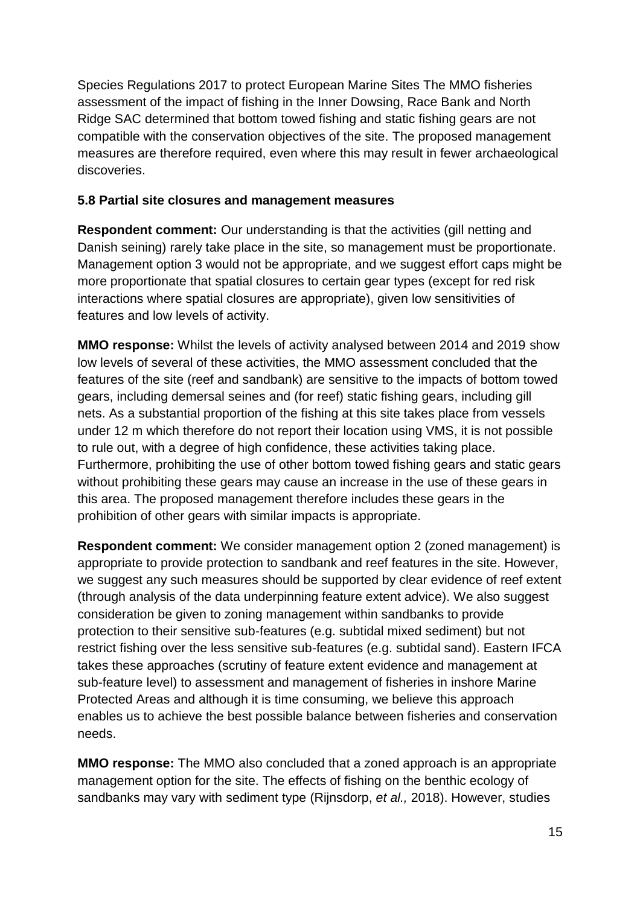Species Regulations 2017 to protect European Marine Sites The MMO fisheries assessment of the impact of fishing in the Inner Dowsing, Race Bank and North Ridge SAC determined that bottom towed fishing and static fishing gears are not compatible with the conservation objectives of the site. The proposed management measures are therefore required, even where this may result in fewer archaeological discoveries.

### 5.8 Partial site closures and management measures

**Respondent comment:** Our understanding is that the activities (gill netting and Danish seining) rarely take place in the site, so management must be proportionate. Management option 3 would not be appropriate, and we suggest effort caps might be more proportionate that spatial closures to certain gear types (except for red risk interactions where spatial closures are appropriate), given low sensitivities of features and low levels of activity.

**MMO response:** Whilst the levels of activity analysed between 2014 and 2019 show low levels of several of these activities, the MMO assessment concluded that the features of the site (reef and sandbank) are sensitive to the impacts of bottom towed gears, including demersal seines and (for reef) static fishing gears, including gill nets. As a substantial proportion of the fishing at this site takes place from vessels under 12 m which therefore do not report their location using VMS, it is not possible to rule out, with a degree of high confidence, these activities taking place. Furthermore, prohibiting the use of other bottom towed fishing gears and static gears without prohibiting these gears may cause an increase in the use of these gears in this area. The proposed management therefore includes these gears in the prohibition of other gears with similar impacts is appropriate.

**Respondent comment:** We consider management option 2 (zoned management) is appropriate to provide protection to sandbank and reef features in the site. However, we suggest any such measures should be supported by clear evidence of reef extent (through analysis of the data underpinning feature extent advice). We also suggest consideration be given to zoning management within sandbanks to provide protection to their sensitive sub-features (e.g. subtidal mixed sediment) but not restrict fishing over the less sensitive sub-features (e.g. subtidal sand). Eastern IFCA takes these approaches (scrutiny of feature extent evidence and management at sub-feature level) to assessment and management of fisheries in inshore Marine Protected Areas and although it is time consuming, we believe this approach enables us to achieve the best possible balance between fisheries and conservation needs.

**MMO response:** The MMO also concluded that a zoned approach is an appropriate management option for the site. The effects of fishing on the benthic ecology of sandbanks may vary with sediment type (Rijnsdorp, *et al.,* 2018). However, studies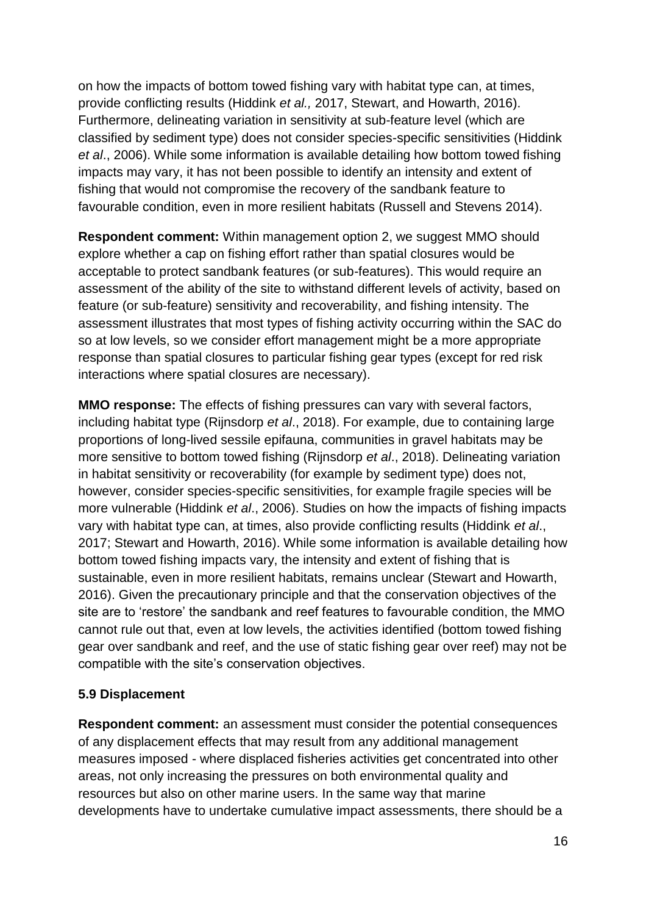on how the impacts of bottom towed fishing vary with habitat type can, at times, provide conflicting results (Hiddink *et al.,* 2017, Stewart, and Howarth, 2016). Furthermore, delineating variation in sensitivity at sub-feature level (which are classified by sediment type) does not consider species-specific sensitivities (Hiddink *et al*., 2006). While some information is available detailing how bottom towed fishing impacts may vary, it has not been possible to identify an intensity and extent of fishing that would not compromise the recovery of the sandbank feature to favourable condition, even in more resilient habitats (Russell and Stevens 2014).

**Respondent comment:** Within management option 2, we suggest MMO should explore whether a cap on fishing effort rather than spatial closures would be acceptable to protect sandbank features (or sub-features). This would require an assessment of the ability of the site to withstand different levels of activity, based on feature (or sub-feature) sensitivity and recoverability, and fishing intensity. The assessment illustrates that most types of fishing activity occurring within the SAC do so at low levels, so we consider effort management might be a more appropriate response than spatial closures to particular fishing gear types (except for red risk interactions where spatial closures are necessary).

**MMO response:** The effects of fishing pressures can vary with several factors, including habitat type (Rijnsdorp *et al*., 2018). For example, due to containing large proportions of long-lived sessile epifauna, communities in gravel habitats may be more sensitive to bottom towed fishing (Rijnsdorp *et al*., 2018). Delineating variation in habitat sensitivity or recoverability (for example by sediment type) does not, however, consider species-specific sensitivities, for example fragile species will be more vulnerable (Hiddink *et al*., 2006). Studies on how the impacts of fishing impacts vary with habitat type can, at times, also provide conflicting results (Hiddink *et al*., 2017; Stewart and Howarth, 2016). While some information is available detailing how bottom towed fishing impacts vary, the intensity and extent of fishing that is sustainable, even in more resilient habitats, remains unclear (Stewart and Howarth, 2016). Given the precautionary principle and that the conservation objectives of the site are to 'restore' the sandbank and reef features to favourable condition, the MMO cannot rule out that, even at low levels, the activities identified (bottom towed fishing gear over sandbank and reef, and the use of static fishing gear over reef) may not be compatible with the site's conservation objectives.

### 5.9 Displacement

**Respondent comment:** an assessment must consider the potential consequences of any displacement effects that may result from any additional management measures imposed - where displaced fisheries activities get concentrated into other areas, not only increasing the pressures on both environmental quality and resources but also on other marine users. In the same way that marine developments have to undertake cumulative impact assessments, there should be a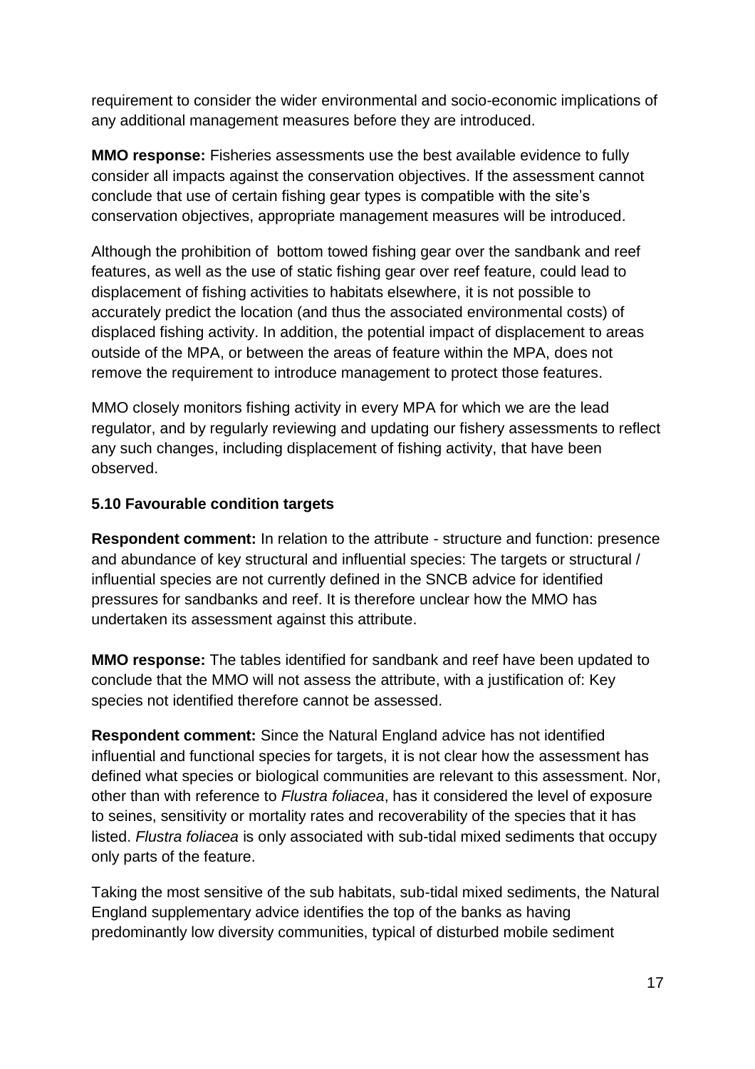requirement to consider the wider environmental and socio-economic implications of any additional management measures before they are introduced.

**MMO response:** Fisheries assessments use the best available evidence to fully consider all impacts against the conservation objectives. If the assessment cannot conclude that use of certain fishing gear types is compatible with the site's conservation objectives, appropriate management measures will be introduced.

Although the prohibition of  bottom towed fishing gear over the sandbank and reef features, as well as the use of static fishing gear over reef feature, could lead to displacement of fishing activities to habitats elsewhere, it is not possible to accurately predict the location (and thus the associated environmental costs) of displaced fishing activity. In addition, the potential impact of displacement to areas outside of the MPA, or between the areas of feature within the MPA, does not remove the requirement to introduce management to protect those features.

MMO closely monitors fishing activity in every MPA for which we are the lead regulator, and by regularly reviewing and updating our fishery assessments to reflect any such changes, including displacement of fishing activity, that have been observed.

### 5.10 Favourable condition targets

**Respondent comment:** In relation to the attribute - structure and function: presence and abundance of key structural and influential species: The targets or structural / influential species are not currently defined in the SNCB advice for identified pressures for sandbanks and reef. It is therefore unclear how the MMO has undertaken its assessment against this attribute.

**MMO response:** The tables identified for sandbank and reef have been updated to conclude that the MMO will not assess the attribute, with a justification of: Key species not identified therefore cannot be assessed.

**Respondent comment:** Since the Natural England advice has not identified influential and functional species for targets, it is not clear how the assessment has defined what species or biological communities are relevant to this assessment. Nor, other than with reference to *Flustra foliacea*, has it considered the level of exposure to seines, sensitivity or mortality rates and recoverability of the species that it has listed. *Flustra foliacea* is only associated with sub-tidal mixed sediments that occupy only parts of the feature.

Taking the most sensitive of the sub habitats, sub-tidal mixed sediments, the Natural England supplementary advice identifies the top of the banks as having predominantly low diversity communities, typical of disturbed mobile sediment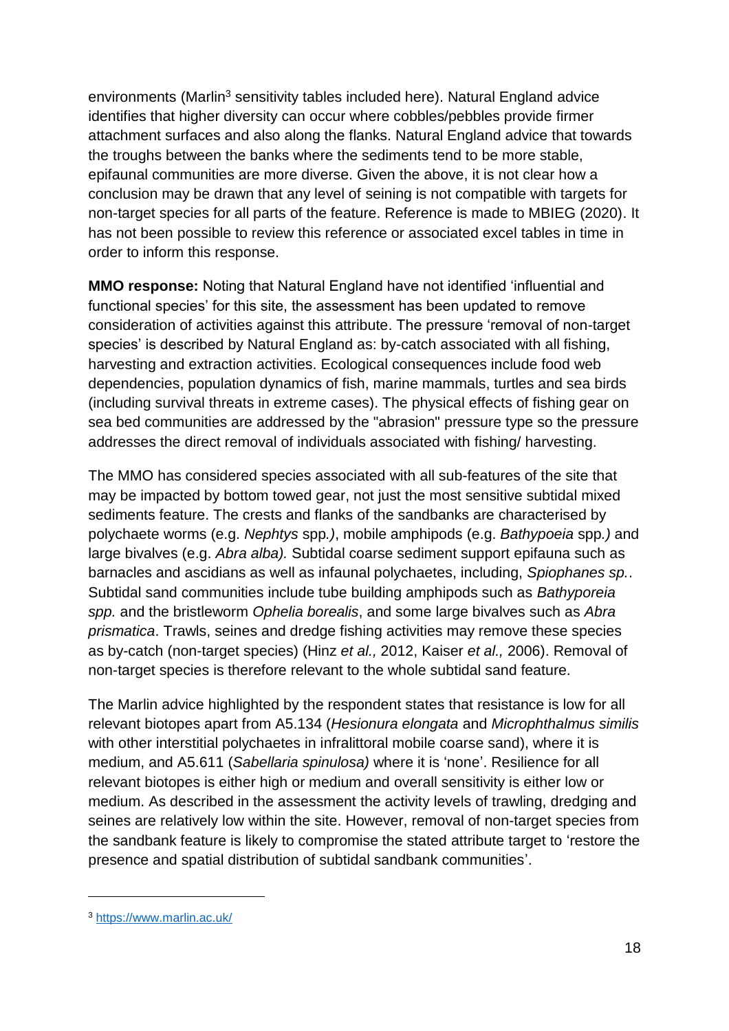environments (Marlin[3] sensitivity tables included here). Natural England advice identifies that higher diversity can occur where cobbles/pebbles provide firmer attachment surfaces and also along the flanks. Natural England advice that towards the troughs between the banks where the sediments tend to be more stable, epifaunal communities are more diverse. Given the above, it is not clear how a conclusion may be drawn that any level of seining is not compatible with targets for non-target species for all parts of the feature. Reference is made to MBIEG (2020). It has not been possible to review this reference or associated excel tables in time in order to inform this response.

**MMO response:** Noting that Natural England have not identified 'influential and functional species' for this site, the assessment has been updated to remove consideration of activities against this attribute. The pressure 'removal of non-target species' is described by Natural England as: by-catch associated with all fishing, harvesting and extraction activities. Ecological consequences include food web dependencies, population dynamics of fish, marine mammals, turtles and sea birds (including survival threats in extreme cases). The physical effects of fishing gear on sea bed communities are addressed by the "abrasion" pressure type so the pressure addresses the direct removal of individuals associated with fishing/ harvesting.

The MMO has considered species associated with all sub-features of the site that may be impacted by bottom towed gear, not just the most sensitive subtidal mixed sediments feature. The crests and flanks of the sandbanks are characterised by polychaete worms (e.g. *Nephtys* spp*.)*, mobile amphipods (e.g. *Bathypoeia* spp*.)* and large bivalves (e.g. *Abra alba).* Subtidal coarse sediment support epifauna such as barnacles and ascidians as well as infaunal polychaetes, including, *Spiophanes sp.*. Subtidal sand communities include tube building amphipods such as *Bathyporeia spp.* and the bristleworm *Ophelia borealis*, and some large bivalves such as *Abra prismatica*. Trawls, seines and dredge fishing activities may remove these species as by-catch (non-target species) (Hinz *et al.,* 2012, Kaiser *et al.,* 2006). Removal of non-target species is therefore relevant to the whole subtidal sand feature.

The Marlin advice highlighted by the respondent states that resistance is low for all relevant biotopes apart from A5.134 (*Hesionura elongata* and *Microphthalmus similis* with other interstitial polychaetes in infralittoral mobile coarse sand), where it is medium, and A5.611 (*Sabellaria spinulosa)* where it is 'none'. Resilience for all relevant biotopes is either high or medium and overall sensitivity is either low or medium. As described in the assessment the activity levels of trawling, dredging and seines are relatively low within the site. However, removal of non-target species from the sandbank feature is likely to compromise the stated attribute target to 'restore the presence and spatial distribution of subtidal sandbank communities'.

[3] https://www.marlin.ac.uk/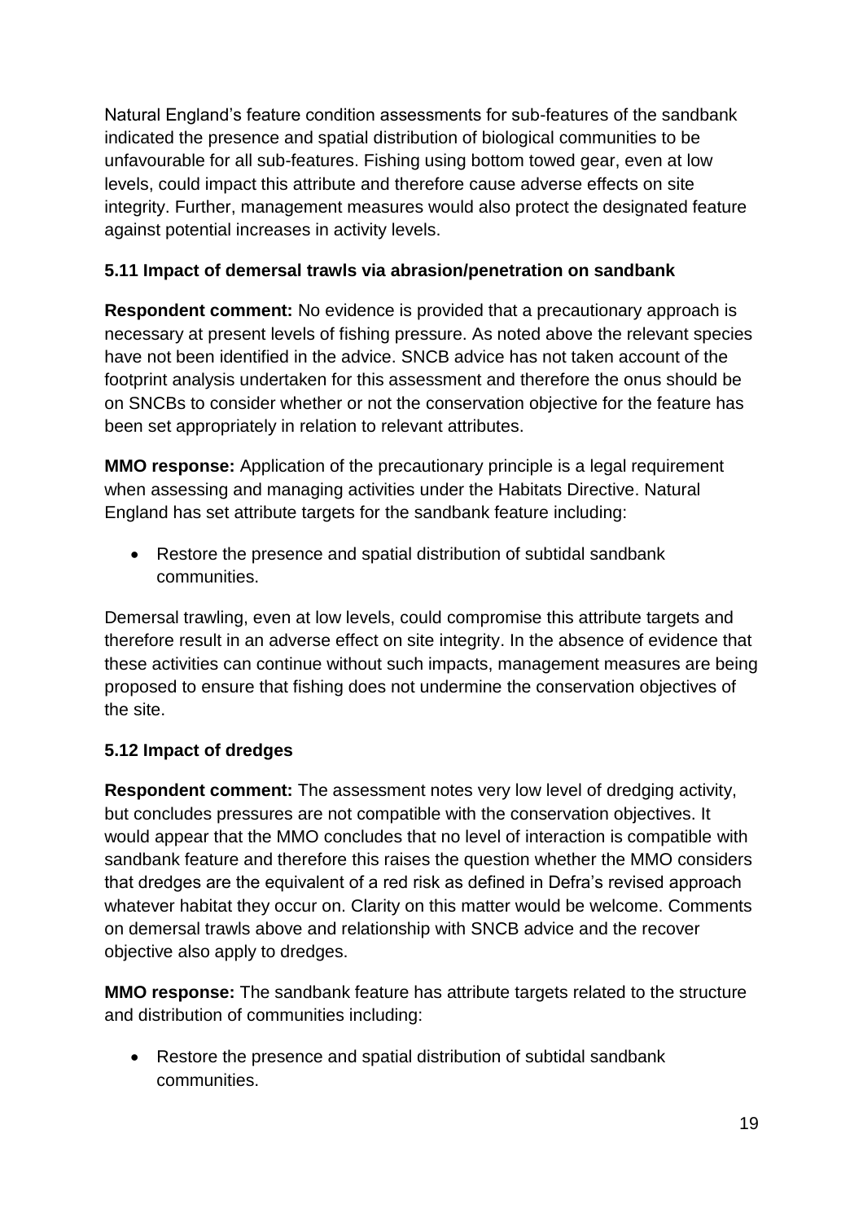Natural England's feature condition assessments for sub-features of the sandbank indicated the presence and spatial distribution of biological communities to be unfavourable for all sub-features. Fishing using bottom towed gear, even at low levels, could impact this attribute and therefore cause adverse effects on site integrity. Further, management measures would also protect the designated feature against potential increases in activity levels.

### 5.11 Impact of demersal trawls via abrasion/penetration on sandbank

**Respondent comment:** No evidence is provided that a precautionary approach is necessary at present levels of fishing pressure. As noted above the relevant species have not been identified in the advice. SNCB advice has not taken account of the footprint analysis undertaken for this assessment and therefore the onus should be on SNCBs to consider whether or not the conservation objective for the feature has been set appropriately in relation to relevant attributes.

**MMO response:** Application of the precautionary principle is a legal requirement when assessing and managing activities under the Habitats Directive. Natural England has set attribute targets for the sandbank feature including:

- Restore the presence and spatial distribution of subtidal sandbank communities.

Demersal trawling, even at low levels, could compromise this attribute targets and therefore result in an adverse effect on site integrity. In the absence of evidence that these activities can continue without such impacts, management measures are being proposed to ensure that fishing does not undermine the conservation objectives of the site.

### 5.12 Impact of dredges

**Respondent comment:** The assessment notes very low level of dredging activity, but concludes pressures are not compatible with the conservation objectives. It would appear that the MMO concludes that no level of interaction is compatible with sandbank feature and therefore this raises the question whether the MMO considers that dredges are the equivalent of a red risk as defined in Defra's revised approach whatever habitat they occur on. Clarity on this matter would be welcome. Comments on demersal trawls above and relationship with SNCB advice and the recover objective also apply to dredges.

**MMO response:** The sandbank feature has attribute targets related to the structure and distribution of communities including:

- Restore the presence and spatial distribution of subtidal sandbank communities.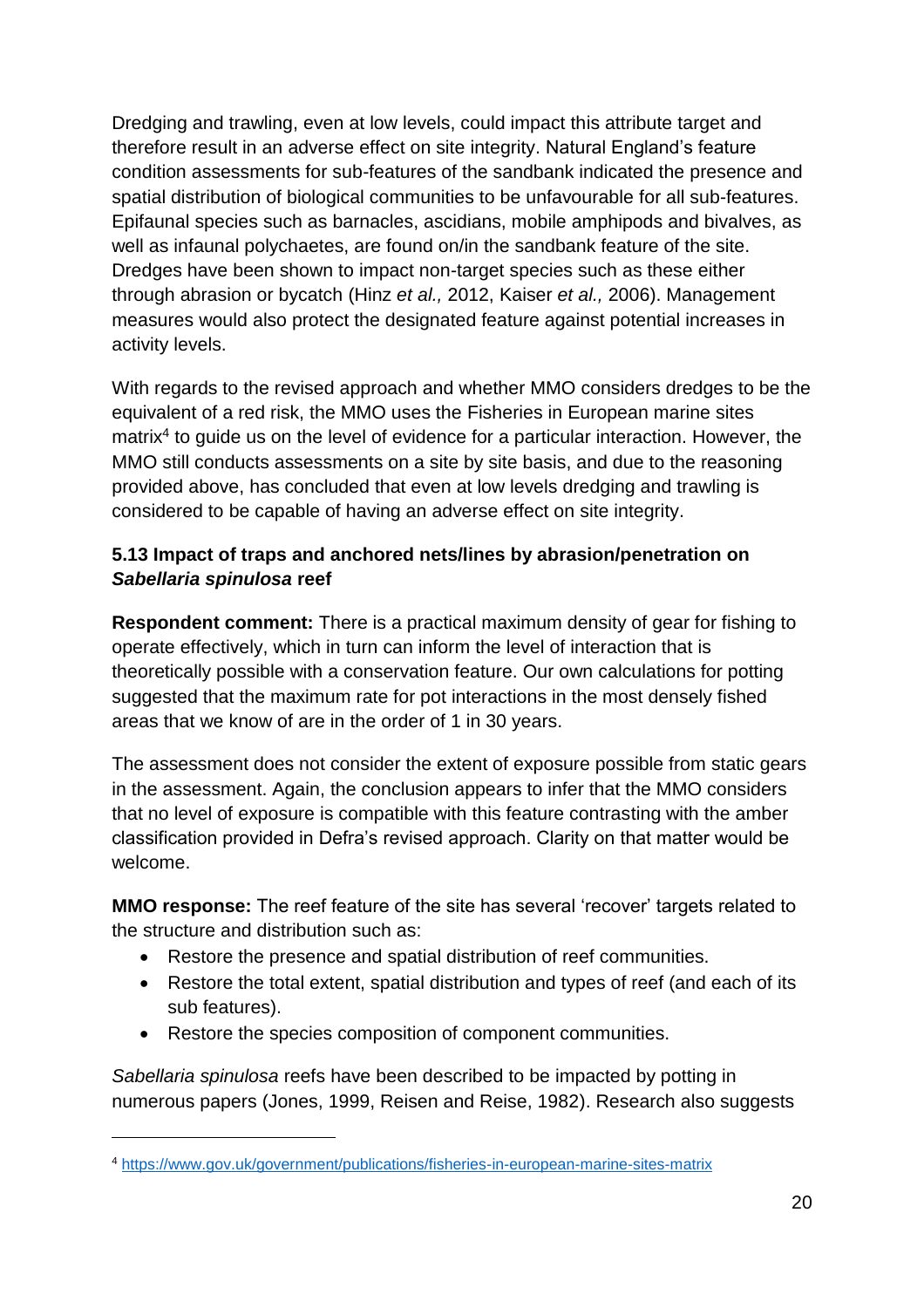Dredging and trawling, even at low levels, could impact this attribute target and therefore result in an adverse effect on site integrity. Natural England's feature condition assessments for sub-features of the sandbank indicated the presence and spatial distribution of biological communities to be unfavourable for all sub-features. Epifaunal species such as barnacles, ascidians, mobile amphipods and bivalves, as well as infaunal polychaetes, are found on/in the sandbank feature of the site. Dredges have been shown to impact non-target species such as these either through abrasion or bycatch (Hinz *et al.,* 2012, Kaiser *et al.,* 2006). Management measures would also protect the designated feature against potential increases in activity levels.

With regards to the revised approach and whether MMO considers dredges to be the equivalent of a red risk, the MMO uses the Fisheries in European marine sites matrix[4] to guide us on the level of evidence for a particular interaction. However, the MMO still conducts assessments on a site by site basis, and due to the reasoning provided above, has concluded that even at low levels dredging and trawling is considered to be capable of having an adverse effect on site integrity.

### 5.13 Impact of traps and anchored nets/lines by abrasion/penetration on *Sabellaria spinulosa* reef

**Respondent comment:** There is a practical maximum density of gear for fishing to operate effectively, which in turn can inform the level of interaction that is theoretically possible with a conservation feature. Our own calculations for potting suggested that the maximum rate for pot interactions in the most densely fished areas that we know of are in the order of 1 in 30 years.

The assessment does not consider the extent of exposure possible from static gears in the assessment. Again, the conclusion appears to infer that the MMO considers that no level of exposure is compatible with this feature contrasting with the amber classification provided in Defra's revised approach. Clarity on that matter would be welcome.

**MMO response:** The reef feature of the site has several 'recover' targets related to the structure and distribution such as:

- Restore the presence and spatial distribution of reef communities.
- Restore the total extent, spatial distribution and types of reef (and each of its sub features).
- Restore the species composition of component communities.

*Sabellaria spinulosa* reefs have been described to be impacted by potting in numerous papers (Jones, 1999, Reisen and Reise, 1982). Research also suggests

[4] https://www.gov.uk/government/publications/fisheries-in-european-marine-sites-matrix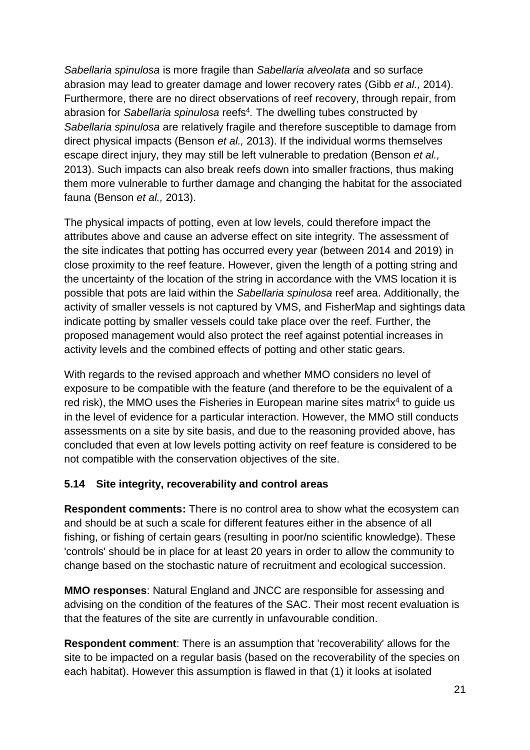*Sabellaria spinulosa* is more fragile than *Sabellaria alveolata* and so surface abrasion may lead to greater damage and lower recovery rates (Gibb *et al.,* 2014). Furthermore, there are no direct observations of reef recovery, through repair, from abrasion for *Sabellaria spinulosa* reefs[4]. The dwelling tubes constructed by *Sabellaria spinulosa* are relatively fragile and therefore susceptible to damage from direct physical impacts (Benson *et al.,* 2013). If the individual worms themselves escape direct injury, they may still be left vulnerable to predation (Benson *et al.,* 2013). Such impacts can also break reefs down into smaller fractions, thus making them more vulnerable to further damage and changing the habitat for the associated fauna (Benson *et al.,* 2013).

The physical impacts of potting, even at low levels, could therefore impact the attributes above and cause an adverse effect on site integrity. The assessment of the site indicates that potting has occurred every year (between 2014 and 2019) in close proximity to the reef feature. However, given the length of a potting string and the uncertainty of the location of the string in accordance with the VMS location it is possible that pots are laid within the *Sabellaria spinulosa* reef area. Additionally, the activity of smaller vessels is not captured by VMS, and FisherMap and sightings data indicate potting by smaller vessels could take place over the reef. Further, the proposed management would also protect the reef against potential increases in activity levels and the combined effects of potting and other static gears.

With regards to the revised approach and whether MMO considers no level of exposure to be compatible with the feature (and therefore to be the equivalent of a red risk), the MMO uses the Fisheries in European marine sites matrix[4] to guide us in the level of evidence for a particular interaction. However, the MMO still conducts assessments on a site by site basis, and due to the reasoning provided above, has concluded that even at low levels potting activity on reef feature is considered to be not compatible with the conservation objectives of the site.

### 5.14 Site integrity, recoverability and control areas

**Respondent comments:** There is no control area to show what the ecosystem can and should be at such a scale for different features either in the absence of all fishing, or fishing of certain gears (resulting in poor/no scientific knowledge). These 'controls' should be in place for at least 20 years in order to allow the community to change based on the stochastic nature of recruitment and ecological succession.

**MMO responses**: Natural England and JNCC are responsible for assessing and advising on the condition of the features of the SAC. Their most recent evaluation is that the features of the site are currently in unfavourable condition.

**Respondent comment**: There is an assumption that 'recoverability' allows for the site to be impacted on a regular basis (based on the recoverability of the species on each habitat). However this assumption is flawed in that (1) it looks at isolated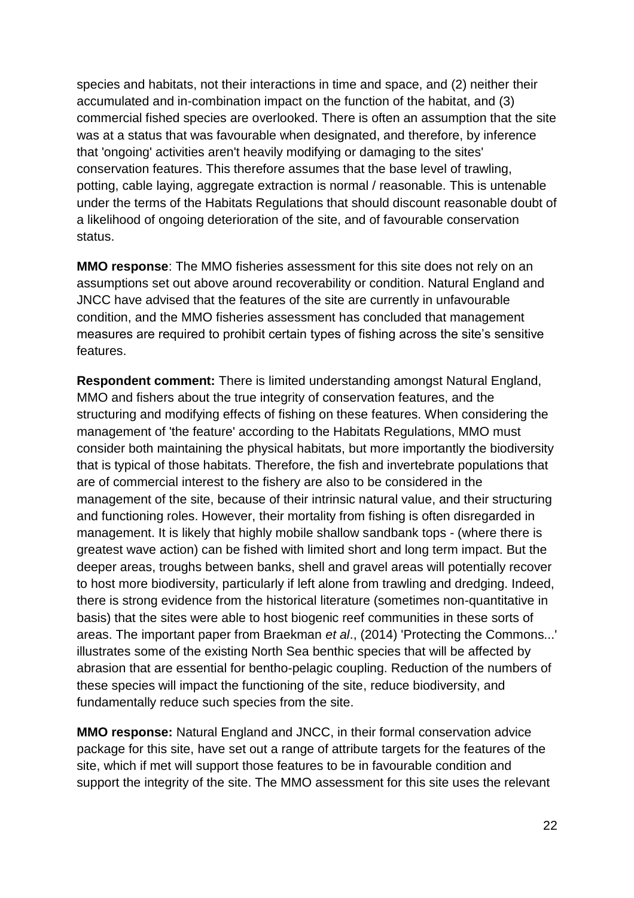species and habitats, not their interactions in time and space, and (2) neither their accumulated and in-combination impact on the function of the habitat, and (3) commercial fished species are overlooked. There is often an assumption that the site was at a status that was favourable when designated, and therefore, by inference that 'ongoing' activities aren't heavily modifying or damaging to the sites' conservation features. This therefore assumes that the base level of trawling, potting, cable laying, aggregate extraction is normal / reasonable. This is untenable under the terms of the Habitats Regulations that should discount reasonable doubt of a likelihood of ongoing deterioration of the site, and of favourable conservation status.

**MMO response**: The MMO fisheries assessment for this site does not rely on an assumptions set out above around recoverability or condition. Natural England and JNCC have advised that the features of the site are currently in unfavourable condition, and the MMO fisheries assessment has concluded that management measures are required to prohibit certain types of fishing across the site's sensitive features.

**Respondent comment:** There is limited understanding amongst Natural England, MMO and fishers about the true integrity of conservation features, and the structuring and modifying effects of fishing on these features. When considering the management of 'the feature' according to the Habitats Regulations, MMO must consider both maintaining the physical habitats, but more importantly the biodiversity that is typical of those habitats. Therefore, the fish and invertebrate populations that are of commercial interest to the fishery are also to be considered in the management of the site, because of their intrinsic natural value, and their structuring and functioning roles. However, their mortality from fishing is often disregarded in management. It is likely that highly mobile shallow sandbank tops - (where there is greatest wave action) can be fished with limited short and long term impact. But the deeper areas, troughs between banks, shell and gravel areas will potentially recover to host more biodiversity, particularly if left alone from trawling and dredging. Indeed, there is strong evidence from the historical literature (sometimes non-quantitative in basis) that the sites were able to host biogenic reef communities in these sorts of areas. The important paper from Braekman *et al*., (2014) 'Protecting the Commons...' illustrates some of the existing North Sea benthic species that will be affected by abrasion that are essential for bentho-pelagic coupling. Reduction of the numbers of these species will impact the functioning of the site, reduce biodiversity, and fundamentally reduce such species from the site.

**MMO response:** Natural England and JNCC, in their formal conservation advice package for this site, have set out a range of attribute targets for the features of the site, which if met will support those features to be in favourable condition and support the integrity of the site. The MMO assessment for this site uses the relevant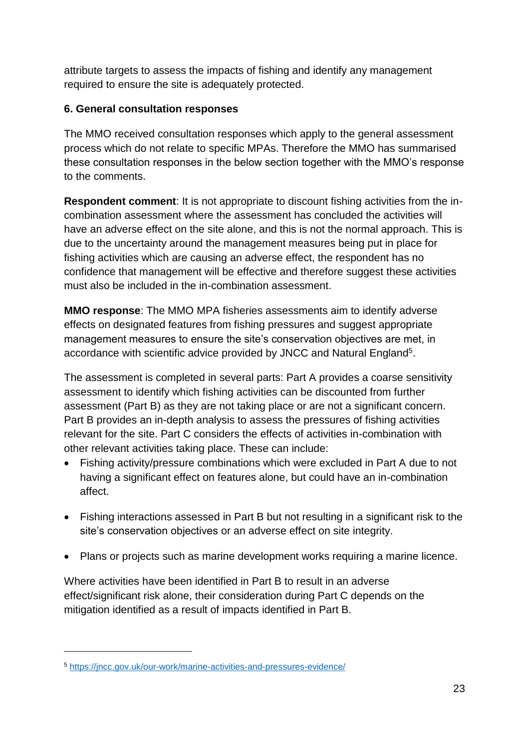attribute targets to assess the impacts of fishing and identify any management required to ensure the site is adequately protected.

**6. General consultation responses**

The MMO received consultation responses which apply to the general assessment process which do not relate to specific MPAs. Therefore the MMO has summarised these consultation responses in the below section together with the MMO's response to the comments.

**Respondent comment**: It is not appropriate to discount fishing activities from the in-combination assessment where the assessment has concluded the activities will have an adverse effect on the site alone, and this is not the normal approach. This is due to the uncertainty around the management measures being put in place for fishing activities which are causing an adverse effect, the respondent has no confidence that management will be effective and therefore suggest these activities must also be included in the in-combination assessment.

**MMO response**: The MMO MPA fisheries assessments aim to identify adverse effects on designated features from fishing pressures and suggest appropriate management measures to ensure the site's conservation objectives are met, in accordance with scientific advice provided by JNCC and Natural England[5].

The assessment is completed in several parts: Part A provides a coarse sensitivity assessment to identify which fishing activities can be discounted from further assessment (Part B) as they are not taking place or are not a significant concern. Part B provides an in-depth analysis to assess the pressures of fishing activities relevant for the site. Part C considers the effects of activities in-combination with other relevant activities taking place. These can include:

- Fishing activity/pressure combinations which were excluded in Part A due to not having a significant effect on features alone, but could have an in-combination affect.
- Fishing interactions assessed in Part B but not resulting in a significant risk to the site's conservation objectives or an adverse effect on site integrity.
- Plans or projects such as marine development works requiring a marine licence.

Where activities have been identified in Part B to result in an adverse effect/significant risk alone, their consideration during Part C depends on the mitigation identified as a result of impacts identified in Part B.

---

[5] https://jncc.gov.uk/our-work/marine-activities-and-pressures-evidence/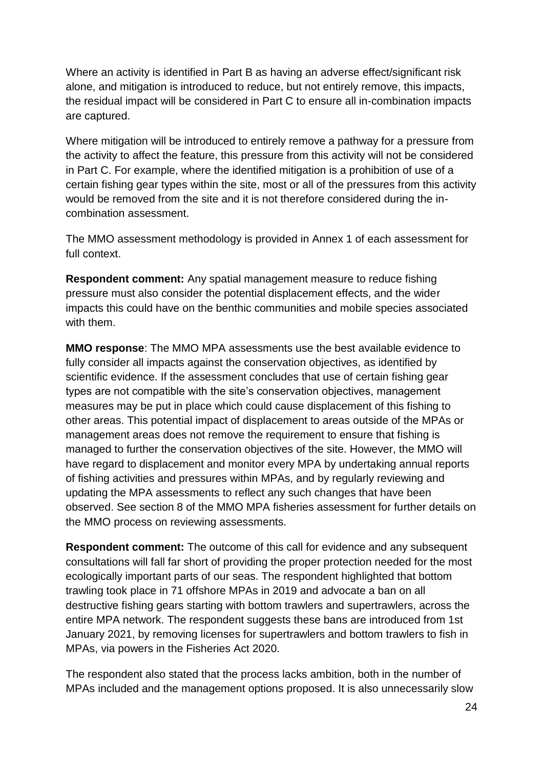Where an activity is identified in Part B as having an adverse effect/significant risk alone, and mitigation is introduced to reduce, but not entirely remove, this impacts, the residual impact will be considered in Part C to ensure all in-combination impacts are captured.

Where mitigation will be introduced to entirely remove a pathway for a pressure from the activity to affect the feature, this pressure from this activity will not be considered in Part C. For example, where the identified mitigation is a prohibition of use of a certain fishing gear types within the site, most or all of the pressures from this activity would be removed from the site and it is not therefore considered during the in-combination assessment.

The MMO assessment methodology is provided in Annex 1 of each assessment for full context.

**Respondent comment:** Any spatial management measure to reduce fishing pressure must also consider the potential displacement effects, and the wider impacts this could have on the benthic communities and mobile species associated with them.

**MMO response**: The MMO MPA assessments use the best available evidence to fully consider all impacts against the conservation objectives, as identified by scientific evidence. If the assessment concludes that use of certain fishing gear types are not compatible with the site's conservation objectives, management measures may be put in place which could cause displacement of this fishing to other areas. This potential impact of displacement to areas outside of the MPAs or management areas does not remove the requirement to ensure that fishing is managed to further the conservation objectives of the site. However, the MMO will have regard to displacement and monitor every MPA by undertaking annual reports of fishing activities and pressures within MPAs, and by regularly reviewing and updating the MPA assessments to reflect any such changes that have been observed. See section 8 of the MMO MPA fisheries assessment for further details on the MMO process on reviewing assessments.

**Respondent comment:** The outcome of this call for evidence and any subsequent consultations will fall far short of providing the proper protection needed for the most ecologically important parts of our seas. The respondent highlighted that bottom trawling took place in 71 offshore MPAs in 2019 and advocate a ban on all destructive fishing gears starting with bottom trawlers and supertrawlers, across the entire MPA network. The respondent suggests these bans are introduced from 1st January 2021, by removing licenses for supertrawlers and bottom trawlers to fish in MPAs, via powers in the Fisheries Act 2020.

The respondent also stated that the process lacks ambition, both in the number of MPAs included and the management options proposed. It is also unnecessarily slow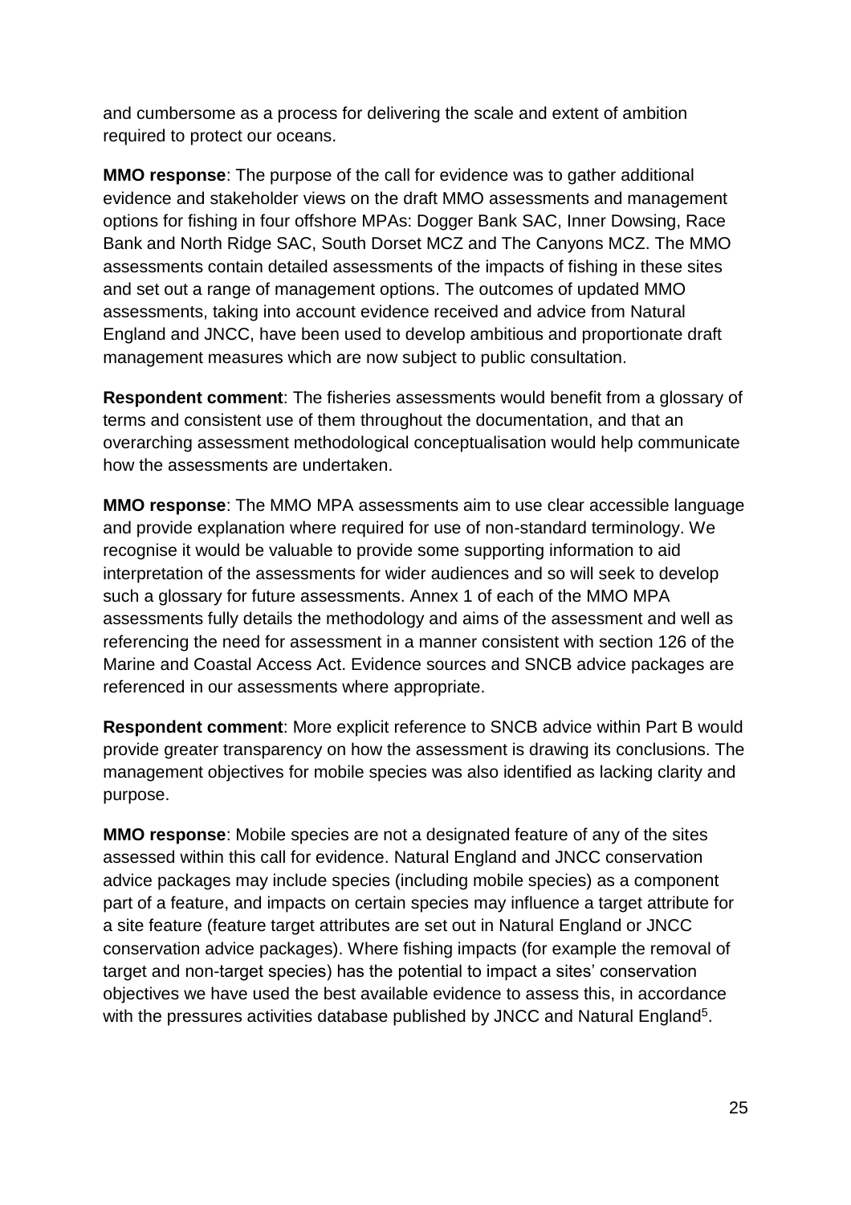and cumbersome as a process for delivering the scale and extent of ambition required to protect our oceans.

**MMO response**: The purpose of the call for evidence was to gather additional evidence and stakeholder views on the draft MMO assessments and management options for fishing in four offshore MPAs: Dogger Bank SAC, Inner Dowsing, Race Bank and North Ridge SAC, South Dorset MCZ and The Canyons MCZ. The MMO assessments contain detailed assessments of the impacts of fishing in these sites and set out a range of management options. The outcomes of updated MMO assessments, taking into account evidence received and advice from Natural England and JNCC, have been used to develop ambitious and proportionate draft management measures which are now subject to public consultation.

**Respondent comment**: The fisheries assessments would benefit from a glossary of terms and consistent use of them throughout the documentation, and that an overarching assessment methodological conceptualisation would help communicate how the assessments are undertaken.

**MMO response**: The MMO MPA assessments aim to use clear accessible language and provide explanation where required for use of non-standard terminology. We recognise it would be valuable to provide some supporting information to aid interpretation of the assessments for wider audiences and so will seek to develop such a glossary for future assessments. Annex 1 of each of the MMO MPA assessments fully details the methodology and aims of the assessment and well as referencing the need for assessment in a manner consistent with section 126 of the Marine and Coastal Access Act. Evidence sources and SNCB advice packages are referenced in our assessments where appropriate.

**Respondent comment**: More explicit reference to SNCB advice within Part B would provide greater transparency on how the assessment is drawing its conclusions. The management objectives for mobile species was also identified as lacking clarity and purpose.

**MMO response**: Mobile species are not a designated feature of any of the sites assessed within this call for evidence. Natural England and JNCC conservation advice packages may include species (including mobile species) as a component part of a feature, and impacts on certain species may influence a target attribute for a site feature (feature target attributes are set out in Natural England or JNCC conservation advice packages). Where fishing impacts (for example the removal of target and non-target species) has the potential to impact a sites' conservation objectives we have used the best available evidence to assess this, in accordance with the pressures activities database published by JNCC and Natural England[5].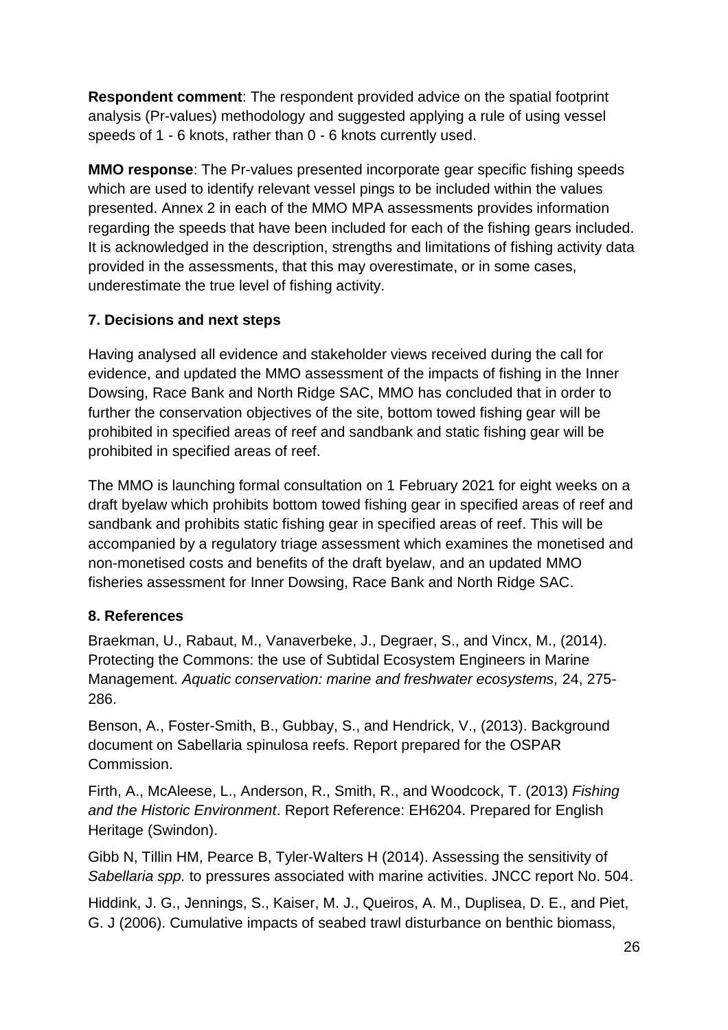**Respondent comment**: The respondent provided advice on the spatial footprint analysis (Pr-values) methodology and suggested applying a rule of using vessel speeds of 1 - 6 knots, rather than 0 - 6 knots currently used.

**MMO response**: The Pr-values presented incorporate gear specific fishing speeds which are used to identify relevant vessel pings to be included within the values presented. Annex 2 in each of the MMO MPA assessments provides information regarding the speeds that have been included for each of the fishing gears included. It is acknowledged in the description, strengths and limitations of fishing activity data provided in the assessments, that this may overestimate, or in some cases, underestimate the true level of fishing activity.

## 7. Decisions and next steps

Having analysed all evidence and stakeholder views received during the call for evidence, and updated the MMO assessment of the impacts of fishing in the Inner Dowsing, Race Bank and North Ridge SAC, MMO has concluded that in order to further the conservation objectives of the site, bottom towed fishing gear will be prohibited in specified areas of reef and sandbank and static fishing gear will be prohibited in specified areas of reef.

The MMO is launching formal consultation on 1 February 2021 for eight weeks on a draft byelaw which prohibits bottom towed fishing gear in specified areas of reef and sandbank and prohibits static fishing gear in specified areas of reef. This will be accompanied by a regulatory triage assessment which examines the monetised and non-monetised costs and benefits of the draft byelaw, and an updated MMO fisheries assessment for Inner Dowsing, Race Bank and North Ridge SAC.

## 8. References

Braekman, U., Rabaut, M., Vanaverbeke, J., Degraer, S., and Vincx, M., (2014). Protecting the Commons: the use of Subtidal Ecosystem Engineers in Marine Management. *Aquatic conservation: marine and freshwater ecosystems,* 24, 275-286.

Benson, A., Foster-Smith, B., Gubbay, S., and Hendrick, V., (2013). Background document on Sabellaria spinulosa reefs. Report prepared for the OSPAR Commission.

Firth, A., McAleese, L., Anderson, R., Smith, R., and Woodcock, T. (2013) *Fishing and the Historic Environment*. Report Reference: EH6204. Prepared for English Heritage (Swindon).

Gibb N, Tillin HM, Pearce B, Tyler-Walters H (2014). Assessing the sensitivity of *Sabellaria spp.* to pressures associated with marine activities. JNCC report No. 504.

Hiddink, J. G., Jennings, S., Kaiser, M. J., Queiros, A. M., Duplisea, D. E., and Piet, G. J (2006). Cumulative impacts of seabed trawl disturbance on benthic biomass,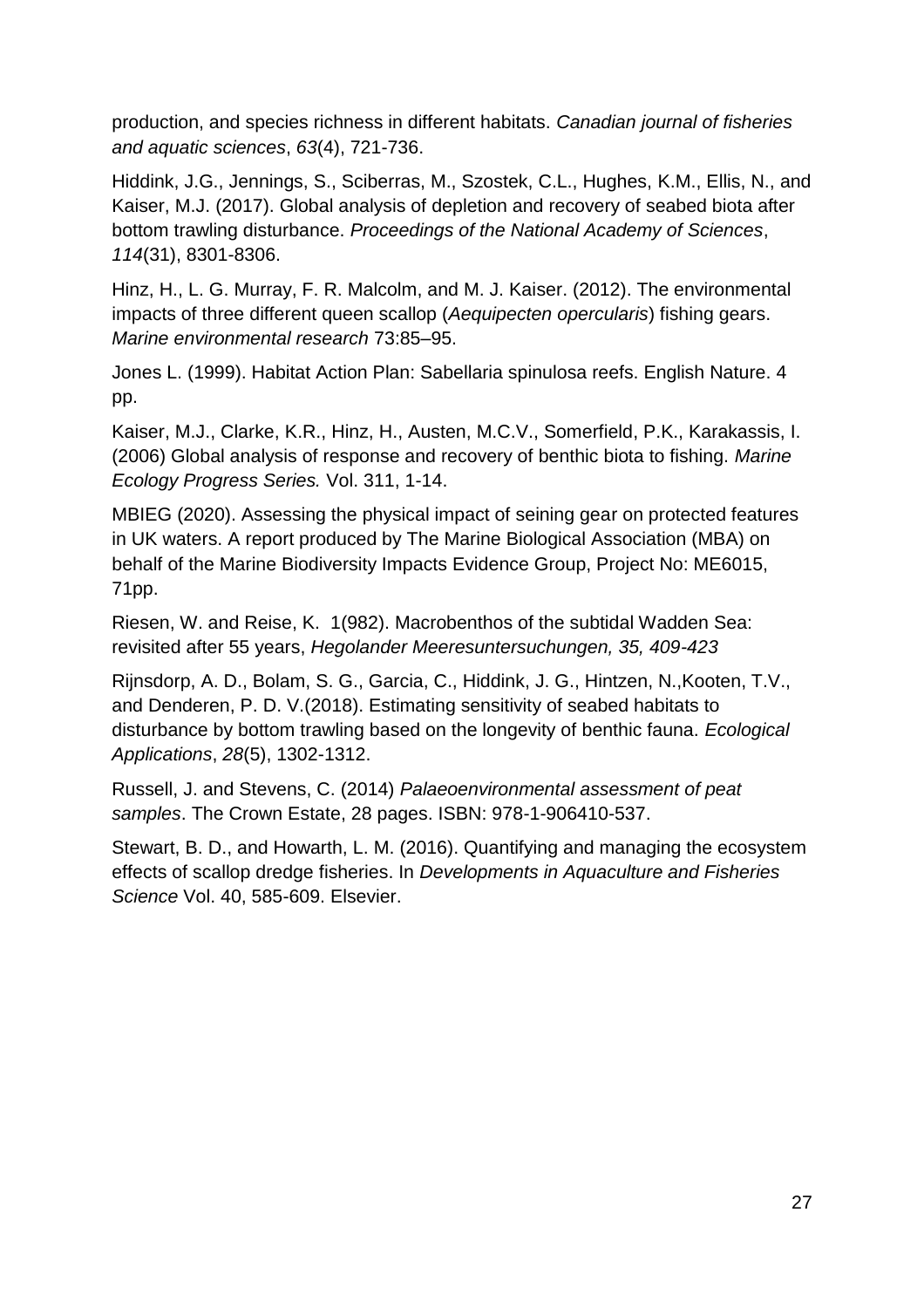production, and species richness in different habitats. *Canadian journal of fisheries and aquatic sciences*, *63*(4), 721-736.

Hiddink, J.G., Jennings, S., Sciberras, M., Szostek, C.L., Hughes, K.M., Ellis, N., and Kaiser, M.J. (2017). Global analysis of depletion and recovery of seabed biota after bottom trawling disturbance. *Proceedings of the National Academy of Sciences*, *114*(31), 8301-8306.

Hinz, H., L. G. Murray, F. R. Malcolm, and M. J. Kaiser. (2012). The environmental impacts of three different queen scallop (*Aequipecten opercularis*) fishing gears. *Marine environmental research* 73:85–95.

Jones L. (1999). Habitat Action Plan: Sabellaria spinulosa reefs. English Nature. 4 pp.

Kaiser, M.J., Clarke, K.R., Hinz, H., Austen, M.C.V., Somerfield, P.K., Karakassis, I. (2006) Global analysis of response and recovery of benthic biota to fishing. *Marine Ecology Progress Series.* Vol. 311, 1-14.

MBIEG (2020). Assessing the physical impact of seining gear on protected features in UK waters. A report produced by The Marine Biological Association (MBA) on behalf of the Marine Biodiversity Impacts Evidence Group, Project No: ME6015, 71pp.

Riesen, W. and Reise, K. 1(982). Macrobenthos of the subtidal Wadden Sea: revisited after 55 years, *Hegolander Meeresuntersuchungen, 35, 409-423*

Rijnsdorp, A. D., Bolam, S. G., Garcia, C., Hiddink, J. G., Hintzen, N.,Kooten, T.V., and Denderen, P. D. V.(2018). Estimating sensitivity of seabed habitats to disturbance by bottom trawling based on the longevity of benthic fauna. *Ecological Applications*, *28*(5), 1302-1312.

Russell, J. and Stevens, C. (2014) *Palaeoenvironmental assessment of peat samples*. The Crown Estate, 28 pages. ISBN: 978-1-906410-537.

Stewart, B. D., and Howarth, L. M. (2016). Quantifying and managing the ecosystem effects of scallop dredge fisheries. In *Developments in Aquaculture and Fisheries Science* Vol. 40, 585-609. Elsevier.